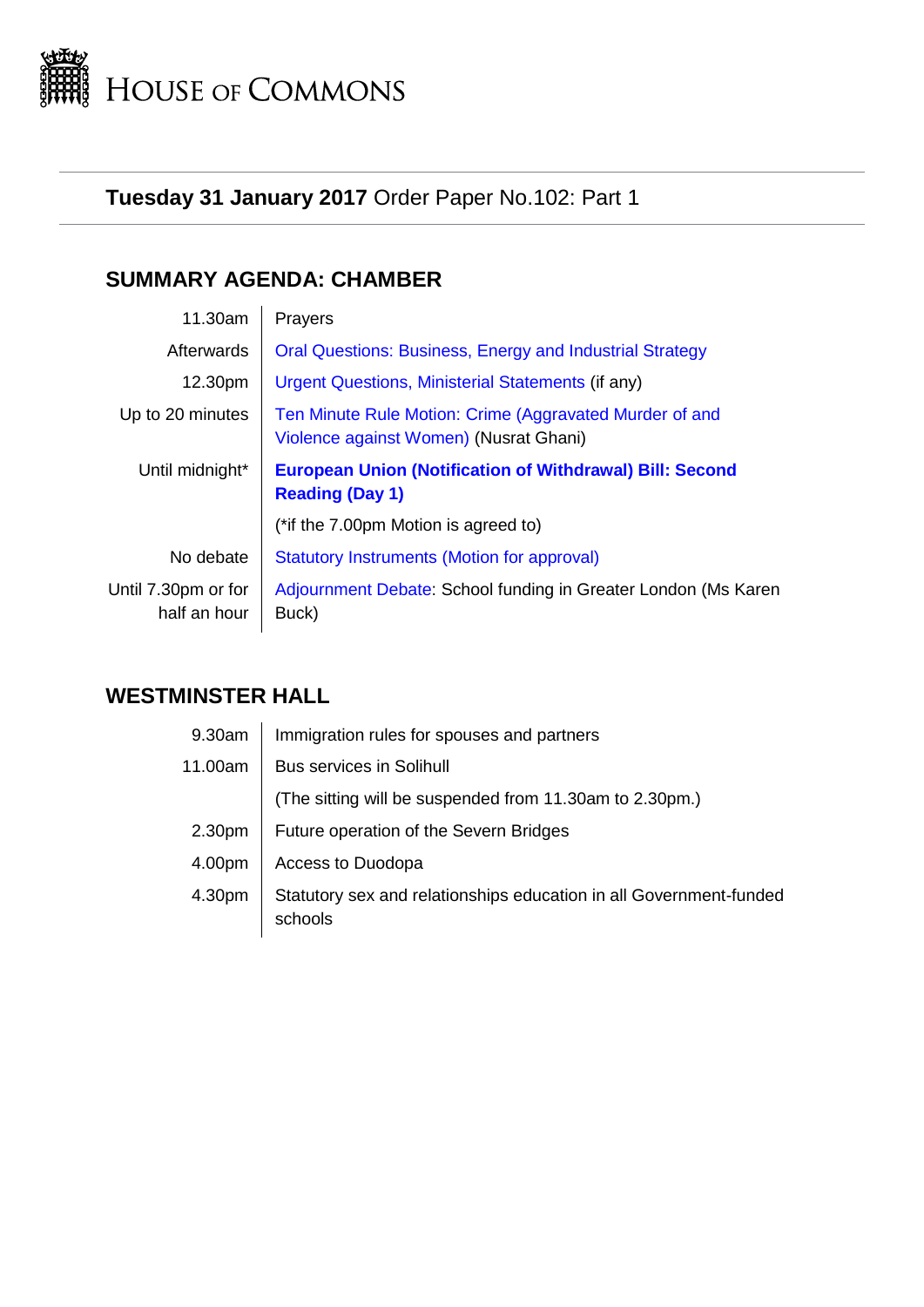# HOUSE OF COMMONS

## **Tuesday 31 January 2017** Order Paper No.102: Part 1

## SUMMARY AGENDA: CHAMBER

| | |
|---|---|
| 11.30am | Prayers |
| Afterwards | Oral Questions: Business, Energy and Industrial Strategy |
| 12.30pm | Urgent Questions, Ministerial Statements (if any) |
| Up to 20 minutes | Ten Minute Rule Motion: Crime (Aggravated Murder of and Violence against Women) (Nusrat Ghani) |
| Until midnight* | **European Union (Notification of Withdrawal) Bill: Second Reading (Day 1)** |
| | (*if the 7.00pm Motion is agreed to) |
| No debate | Statutory Instruments (Motion for approval) |
| Until 7.30pm or for half an hour | Adjournment Debate: School funding in Greater London (Ms Karen Buck) |

## WESTMINSTER HALL

| | |
|---|---|
| 9.30am | Immigration rules for spouses and partners |
| 11.00am | Bus services in Solihull |
| | (The sitting will be suspended from 11.30am to 2.30pm.) |
| 2.30pm | Future operation of the Severn Bridges |
| 4.00pm | Access to Duodopa |
| 4.30pm | Statutory sex and relationships education in all Government-funded schools |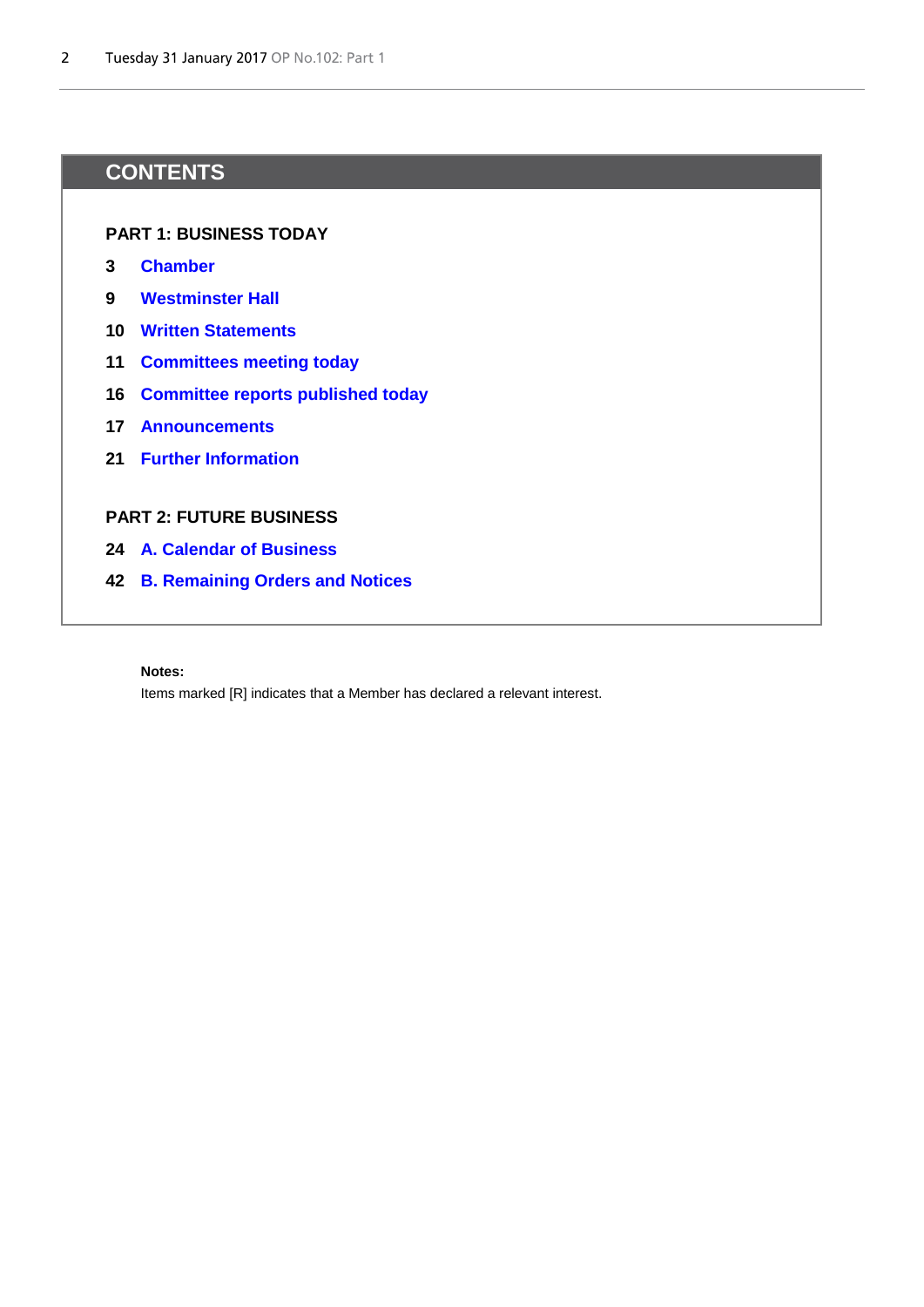# CONTENTS

**PART 1: BUSINESS TODAY**

**3** **Chamber**

**9** **Westminster Hall**

**10** **Written Statements**

**11** **Committees meeting today**

**16** **Committee reports published today**

**17** **Announcements**

**21** **Further Information**

**PART 2: FUTURE BUSINESS**

**24** **A. Calendar of Business**

**42** **B. Remaining Orders and Notices**

**Notes:**

Items marked [R] indicates that a Member has declared a relevant interest.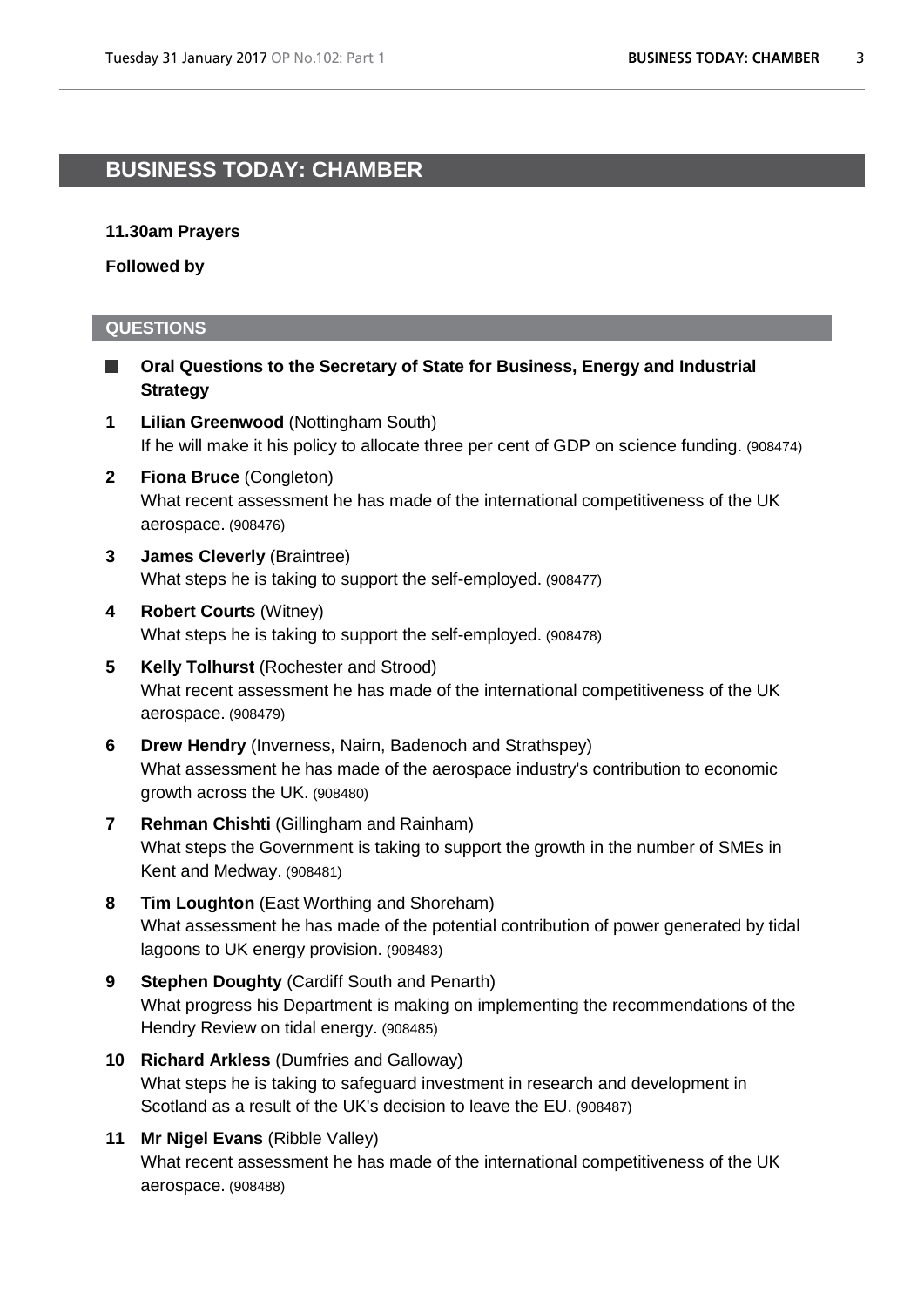# BUSINESS TODAY: CHAMBER

**11.30am Prayers**

**Followed by**

## QUESTIONS

**Oral Questions to the Secretary of State for Business, Energy and Industrial Strategy**

**1** **Lilian Greenwood** (Nottingham South)
If he will make it his policy to allocate three per cent of GDP on science funding. (908474)

**2** **Fiona Bruce** (Congleton)
What recent assessment he has made of the international competitiveness of the UK aerospace. (908476)

**3** **James Cleverly** (Braintree)
What steps he is taking to support the self-employed. (908477)

**4** **Robert Courts** (Witney)
What steps he is taking to support the self-employed. (908478)

**5** **Kelly Tolhurst** (Rochester and Strood)
What recent assessment he has made of the international competitiveness of the UK aerospace. (908479)

**6** **Drew Hendry** (Inverness, Nairn, Badenoch and Strathspey)
What assessment he has made of the aerospace industry's contribution to economic growth across the UK. (908480)

**7** **Rehman Chishti** (Gillingham and Rainham)
What steps the Government is taking to support the growth in the number of SMEs in Kent and Medway. (908481)

**8** **Tim Loughton** (East Worthing and Shoreham)
What assessment he has made of the potential contribution of power generated by tidal lagoons to UK energy provision. (908483)

**9** **Stephen Doughty** (Cardiff South and Penarth)
What progress his Department is making on implementing the recommendations of the Hendry Review on tidal energy. (908485)

**10** **Richard Arkless** (Dumfries and Galloway)
What steps he is taking to safeguard investment in research and development in Scotland as a result of the UK's decision to leave the EU. (908487)

**11** **Mr Nigel Evans** (Ribble Valley)
What recent assessment he has made of the international competitiveness of the UK aerospace. (908488)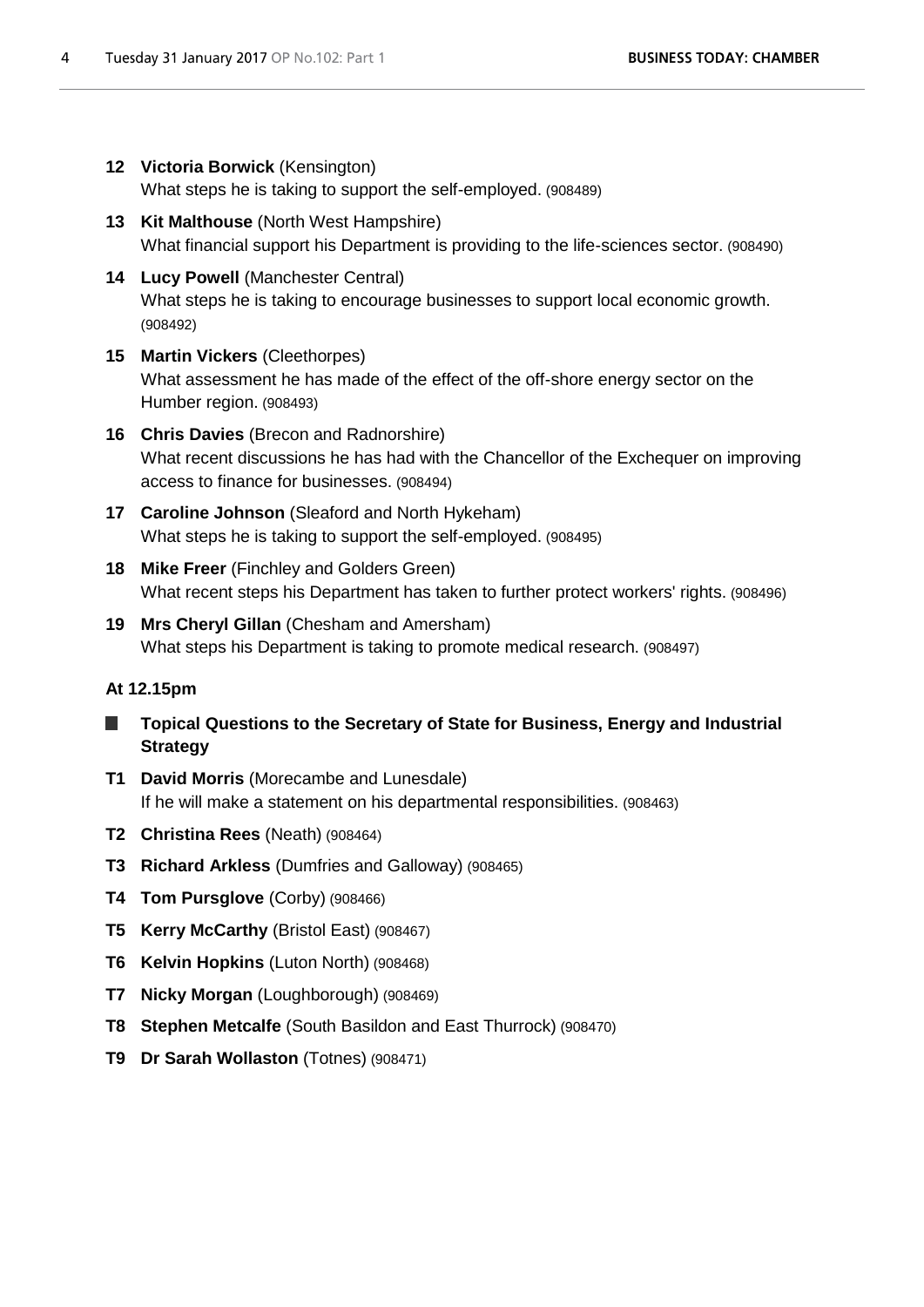**12 Victoria Borwick** (Kensington)
What steps he is taking to support the self-employed. (908489)

**13 Kit Malthouse** (North West Hampshire)
What financial support his Department is providing to the life-sciences sector. (908490)

**14 Lucy Powell** (Manchester Central)
What steps he is taking to encourage businesses to support local economic growth. (908492)

**15 Martin Vickers** (Cleethorpes)
What assessment he has made of the effect of the off-shore energy sector on the Humber region. (908493)

**16 Chris Davies** (Brecon and Radnorshire)
What recent discussions he has had with the Chancellor of the Exchequer on improving access to finance for businesses. (908494)

**17 Caroline Johnson** (Sleaford and North Hykeham)
What steps he is taking to support the self-employed. (908495)

**18 Mike Freer** (Finchley and Golders Green)
What recent steps his Department has taken to further protect workers' rights. (908496)

**19 Mrs Cheryl Gillan** (Chesham and Amersham)
What steps his Department is taking to promote medical research. (908497)

**At 12.15pm**

**Topical Questions to the Secretary of State for Business, Energy and Industrial Strategy**

**T1 David Morris** (Morecambe and Lunesdale)
If he will make a statement on his departmental responsibilities. (908463)

**T2 Christina Rees** (Neath) (908464)

**T3 Richard Arkless** (Dumfries and Galloway) (908465)

**T4 Tom Pursglove** (Corby) (908466)

**T5 Kerry McCarthy** (Bristol East) (908467)

**T6 Kelvin Hopkins** (Luton North) (908468)

**T7 Nicky Morgan** (Loughborough) (908469)

**T8 Stephen Metcalfe** (South Basildon and East Thurrock) (908470)

**T9 Dr Sarah Wollaston** (Totnes) (908471)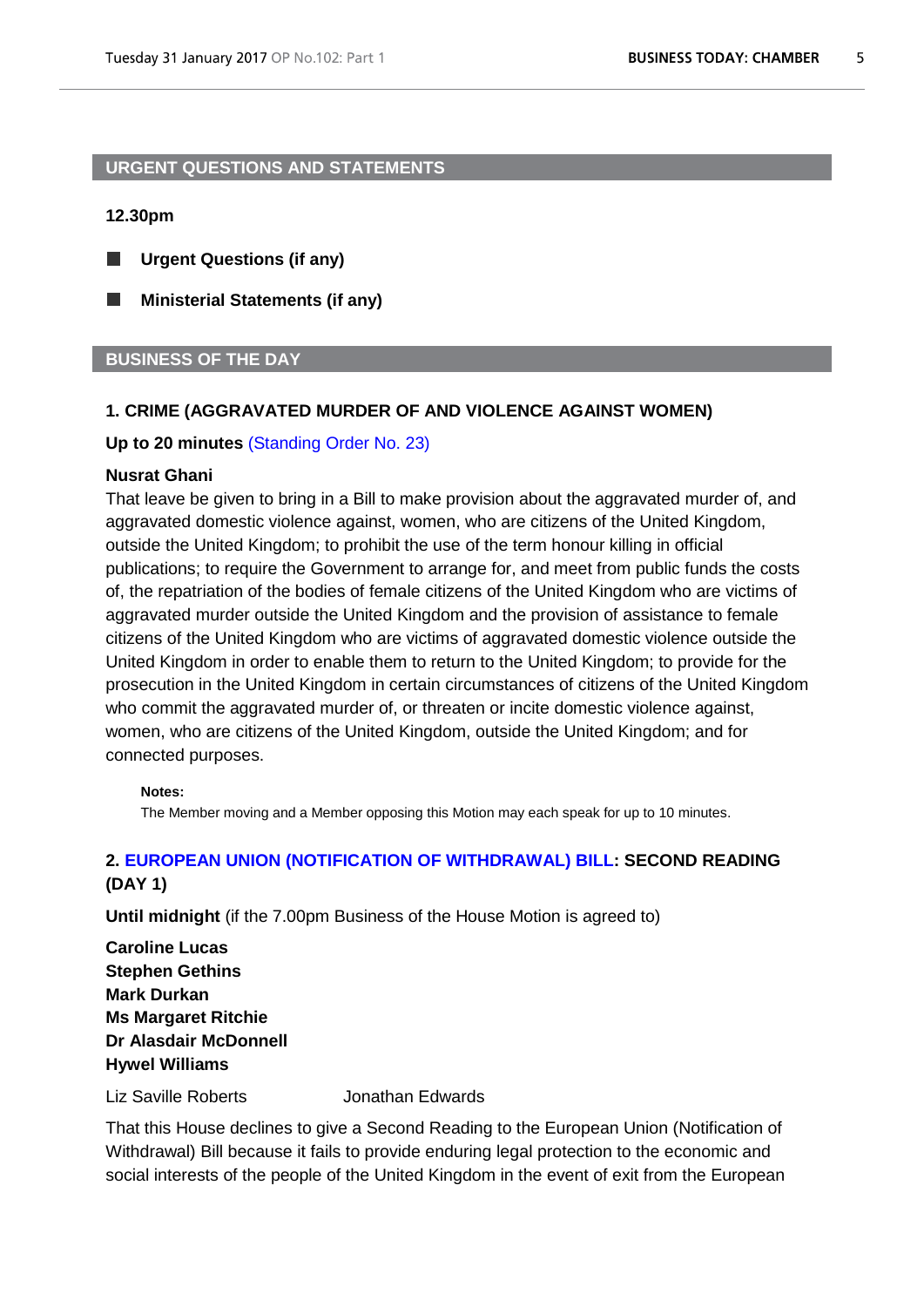## URGENT QUESTIONS AND STATEMENTS

**12.30pm**

- **Urgent Questions (if any)**
- **Ministerial Statements (if any)**

## BUSINESS OF THE DAY

### 1. CRIME (AGGRAVATED MURDER OF AND VIOLENCE AGAINST WOMEN)

**Up to 20 minutes** (Standing Order No. 23)

**Nusrat Ghani**

That leave be given to bring in a Bill to make provision about the aggravated murder of, and aggravated domestic violence against, women, who are citizens of the United Kingdom, outside the United Kingdom; to prohibit the use of the term honour killing in official publications; to require the Government to arrange for, and meet from public funds the costs of, the repatriation of the bodies of female citizens of the United Kingdom who are victims of aggravated murder outside the United Kingdom and the provision of assistance to female citizens of the United Kingdom who are victims of aggravated domestic violence outside the United Kingdom in order to enable them to return to the United Kingdom; to provide for the prosecution in the United Kingdom in certain circumstances of citizens of the United Kingdom who commit the aggravated murder of, or threaten or incite domestic violence against, women, who are citizens of the United Kingdom, outside the United Kingdom; and for connected purposes.

**Notes:**

The Member moving and a Member opposing this Motion may each speak for up to 10 minutes.

### 2. EUROPEAN UNION (NOTIFICATION OF WITHDRAWAL) BILL: SECOND READING (DAY 1)

**Until midnight** (if the 7.00pm Business of the House Motion is agreed to)

**Caroline Lucas**
**Stephen Gethins**
**Mark Durkan**
**Ms Margaret Ritchie**
**Dr Alasdair McDonnell**
**Hywel Williams**

Liz Saville Roberts Jonathan Edwards

That this House declines to give a Second Reading to the European Union (Notification of Withdrawal) Bill because it fails to provide enduring legal protection to the economic and social interests of the people of the United Kingdom in the event of exit from the European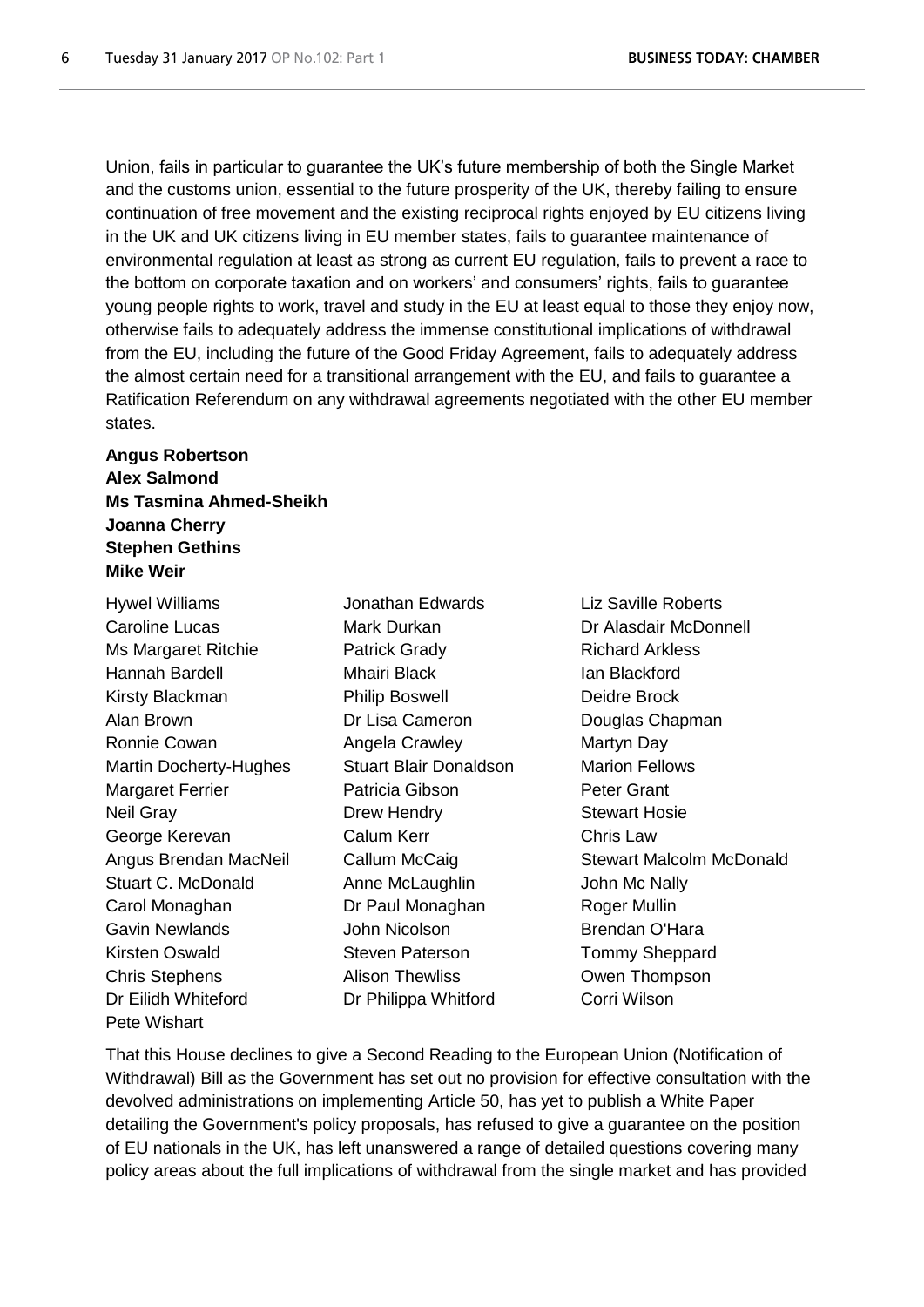Union, fails in particular to guarantee the UK's future membership of both the Single Market and the customs union, essential to the future prosperity of the UK, thereby failing to ensure continuation of free movement and the existing reciprocal rights enjoyed by EU citizens living in the UK and UK citizens living in EU member states, fails to guarantee maintenance of environmental regulation at least as strong as current EU regulation, fails to prevent a race to the bottom on corporate taxation and on workers' and consumers' rights, fails to guarantee young people rights to work, travel and study in the EU at least equal to those they enjoy now, otherwise fails to adequately address the immense constitutional implications of withdrawal from the EU, including the future of the Good Friday Agreement, fails to adequately address the almost certain need for a transitional arrangement with the EU, and fails to guarantee a Ratification Referendum on any withdrawal agreements negotiated with the other EU member states.

**Angus Robertson**
**Alex Salmond**
**Ms Tasmina Ahmed-Sheikh**
**Joanna Cherry**
**Stephen Gethins**
**Mike Weir**

Hywel Williams
Jonathan Edwards
Liz Saville Roberts
Caroline Lucas
Mark Durkan
Dr Alasdair McDonnell
Ms Margaret Ritchie
Patrick Grady
Richard Arkless
Hannah Bardell
Mhairi Black
Ian Blackford
Kirsty Blackman
Philip Boswell
Deidre Brock
Alan Brown
Dr Lisa Cameron
Douglas Chapman
Ronnie Cowan
Angela Crawley
Martyn Day
Martin Docherty-Hughes
Stuart Blair Donaldson
Marion Fellows
Margaret Ferrier
Patricia Gibson
Peter Grant
Neil Gray
Drew Hendry
Stewart Hosie
George Kerevan
Calum Kerr
Chris Law
Angus Brendan MacNeil
Callum McCaig
Stewart Malcolm McDonald
Stuart C. McDonald
Anne McLaughlin
John Mc Nally
Carol Monaghan
Dr Paul Monaghan
Roger Mullin
Gavin Newlands
John Nicolson
Brendan O'Hara
Kirsten Oswald
Steven Paterson
Tommy Sheppard
Chris Stephens
Alison Thewliss
Owen Thompson
Dr Eilidh Whiteford
Dr Philippa Whitford
Corri Wilson
Pete Wishart

That this House declines to give a Second Reading to the European Union (Notification of Withdrawal) Bill as the Government has set out no provision for effective consultation with the devolved administrations on implementing Article 50, has yet to publish a White Paper detailing the Government's policy proposals, has refused to give a guarantee on the position of EU nationals in the UK, has left unanswered a range of detailed questions covering many policy areas about the full implications of withdrawal from the single market and has provided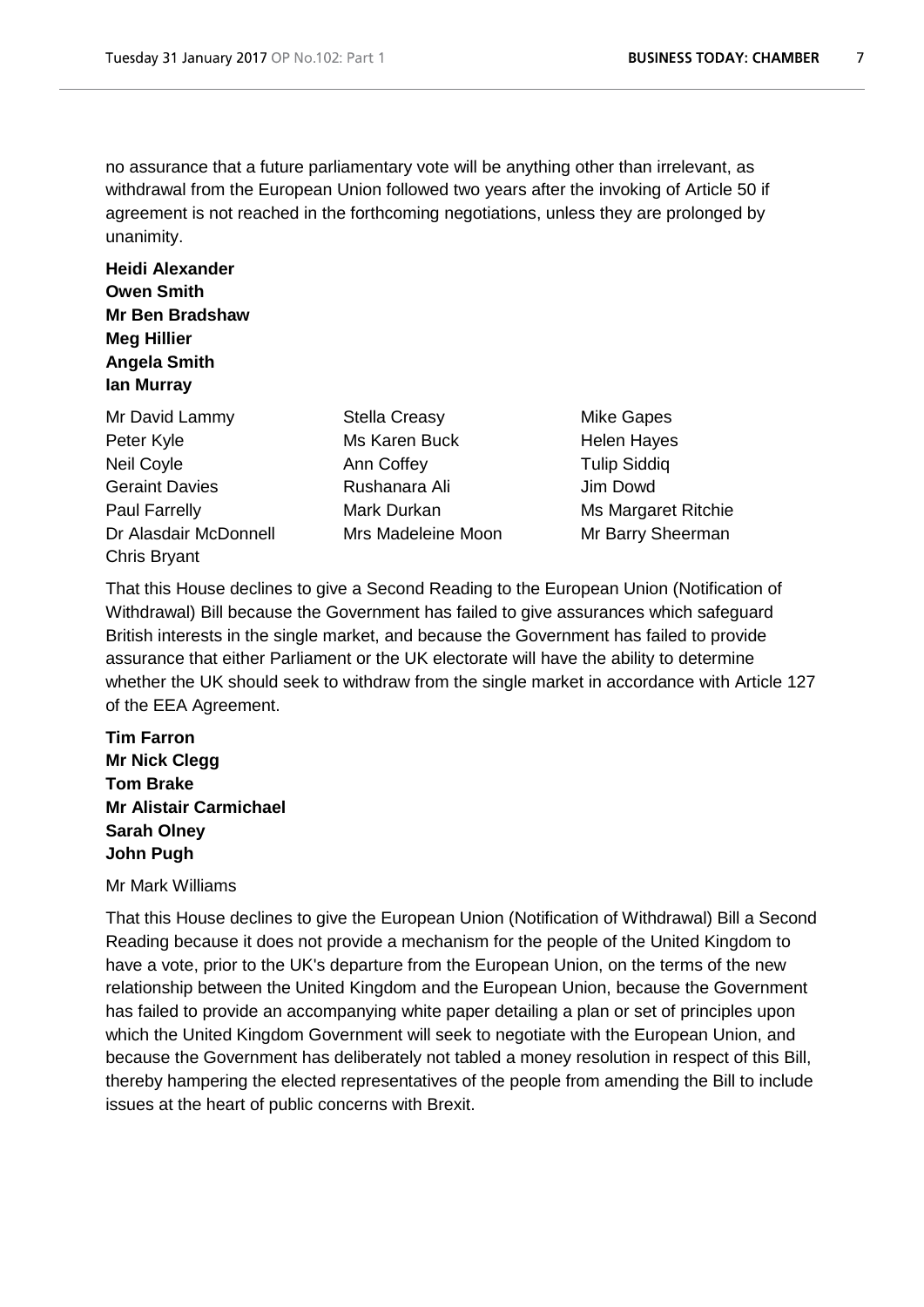no assurance that a future parliamentary vote will be anything other than irrelevant, as withdrawal from the European Union followed two years after the invoking of Article 50 if agreement is not reached in the forthcoming negotiations, unless they are prolonged by unanimity.

**Heidi Alexander**
**Owen Smith**
**Mr Ben Bradshaw**
**Meg Hillier**
**Angela Smith**
**Ian Murray**

Mr David Lammy
Peter Kyle
Neil Coyle
Geraint Davies
Paul Farrelly
Dr Alasdair McDonnell
Chris Bryant
Stella Creasy
Ms Karen Buck
Ann Coffey
Rushanara Ali
Mark Durkan
Mrs Madeleine Moon
Mike Gapes
Helen Hayes
Tulip Siddiq
Jim Dowd
Ms Margaret Ritchie
Mr Barry Sheerman

That this House declines to give a Second Reading to the European Union (Notification of Withdrawal) Bill because the Government has failed to give assurances which safeguard British interests in the single market, and because the Government has failed to provide assurance that either Parliament or the UK electorate will have the ability to determine whether the UK should seek to withdraw from the single market in accordance with Article 127 of the EEA Agreement.

**Tim Farron**
**Mr Nick Clegg**
**Tom Brake**
**Mr Alistair Carmichael**
**Sarah Olney**
**John Pugh**

Mr Mark Williams

That this House declines to give the European Union (Notification of Withdrawal) Bill a Second Reading because it does not provide a mechanism for the people of the United Kingdom to have a vote, prior to the UK's departure from the European Union, on the terms of the new relationship between the United Kingdom and the European Union, because the Government has failed to provide an accompanying white paper detailing a plan or set of principles upon which the United Kingdom Government will seek to negotiate with the European Union, and because the Government has deliberately not tabled a money resolution in respect of this Bill, thereby hampering the elected representatives of the people from amending the Bill to include issues at the heart of public concerns with Brexit.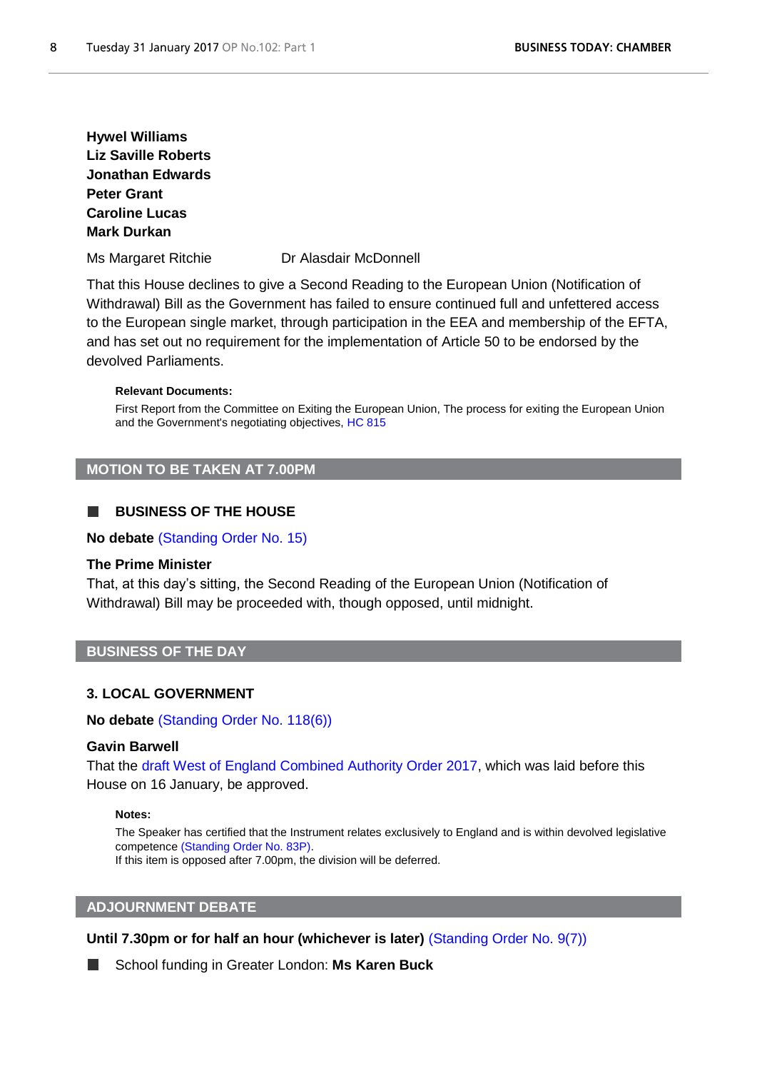**Hywel Williams**
**Liz Saville Roberts**
**Jonathan Edwards**
**Peter Grant**
**Caroline Lucas**
**Mark Durkan**

Ms Margaret Ritchie Dr Alasdair McDonnell

That this House declines to give a Second Reading to the European Union (Notification of Withdrawal) Bill as the Government has failed to ensure continued full and unfettered access to the European single market, through participation in the EEA and membership of the EFTA, and has set out no requirement for the implementation of Article 50 to be endorsed by the devolved Parliaments.

**Relevant Documents:**

First Report from the Committee on Exiting the European Union, The process for exiting the European Union and the Government's negotiating objectives, HC 815

## MOTION TO BE TAKEN AT 7.00PM

### BUSINESS OF THE HOUSE

**No debate** (Standing Order No. 15)

**The Prime Minister**
That, at this day's sitting, the Second Reading of the European Union (Notification of Withdrawal) Bill may be proceeded with, though opposed, until midnight.

## BUSINESS OF THE DAY

### 3. LOCAL GOVERNMENT

**No debate** (Standing Order No. 118(6))

**Gavin Barwell**
That the draft West of England Combined Authority Order 2017, which was laid before this House on 16 January, be approved.

**Notes:**

The Speaker has certified that the Instrument relates exclusively to England and is within devolved legislative competence (Standing Order No. 83P).
If this item is opposed after 7.00pm, the division will be deferred.

## ADJOURNMENT DEBATE

**Until 7.30pm or for half an hour (whichever is later)** (Standing Order No. 9(7))

- School funding in Greater London: **Ms Karen Buck**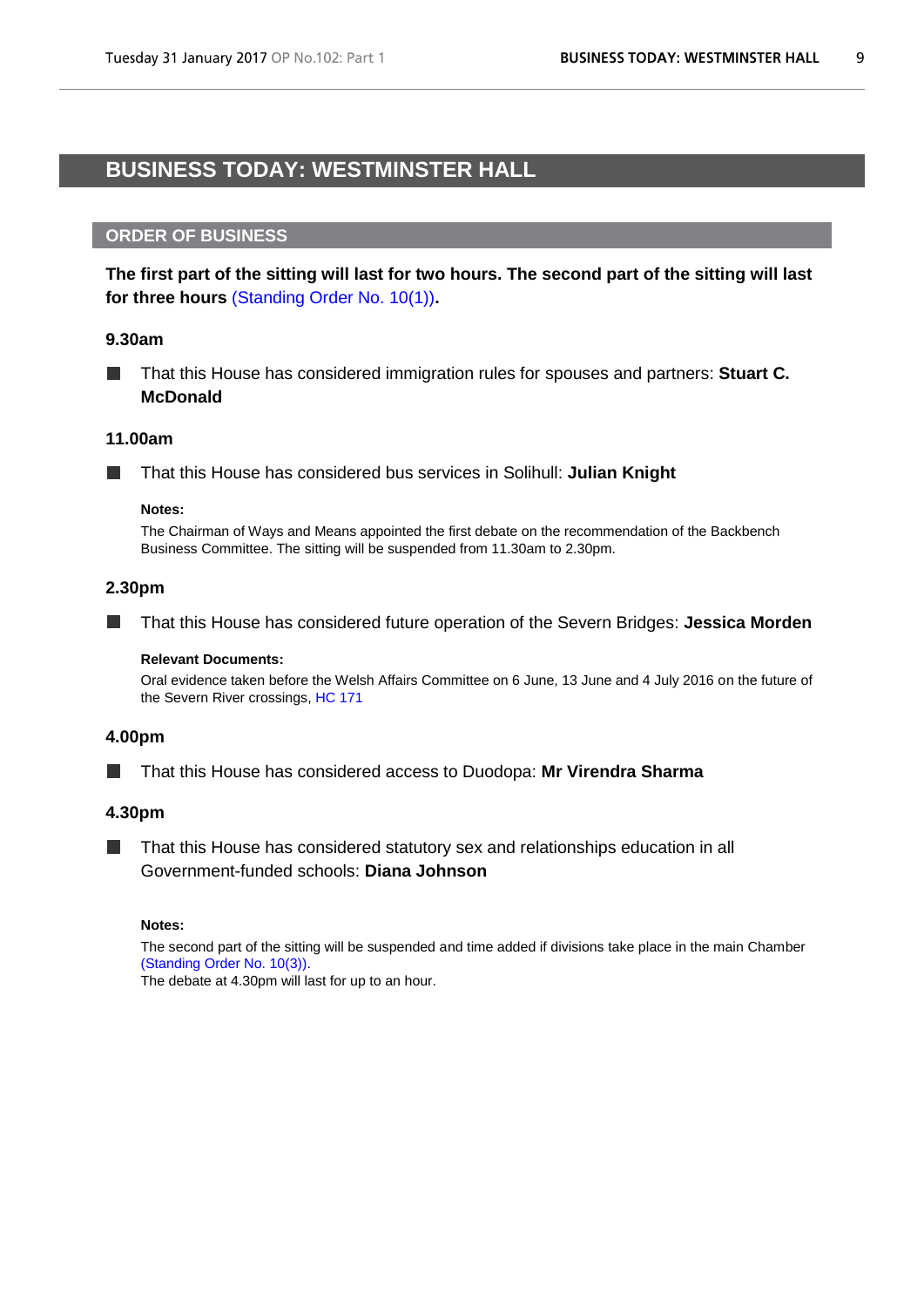# BUSINESS TODAY: WESTMINSTER HALL

## ORDER OF BUSINESS

**The first part of the sitting will last for two hours. The second part of the sitting will last for three hours** (Standing Order No. 10(1))**.**

### 9.30am

- That this House has considered immigration rules for spouses and partners: **Stuart C. McDonald**

### 11.00am

- That this House has considered bus services in Solihull: **Julian Knight**

**Notes:**

The Chairman of Ways and Means appointed the first debate on the recommendation of the Backbench Business Committee. The sitting will be suspended from 11.30am to 2.30pm.

### 2.30pm

- That this House has considered future operation of the Severn Bridges: **Jessica Morden**

**Relevant Documents:**

Oral evidence taken before the Welsh Affairs Committee on 6 June, 13 June and 4 July 2016 on the future of the Severn River crossings, HC 171

### 4.00pm

- That this House has considered access to Duodopa: **Mr Virendra Sharma**

### 4.30pm

- That this House has considered statutory sex and relationships education in all Government-funded schools: **Diana Johnson**

**Notes:**

The second part of the sitting will be suspended and time added if divisions take place in the main Chamber (Standing Order No. 10(3)).
The debate at 4.30pm will last for up to an hour.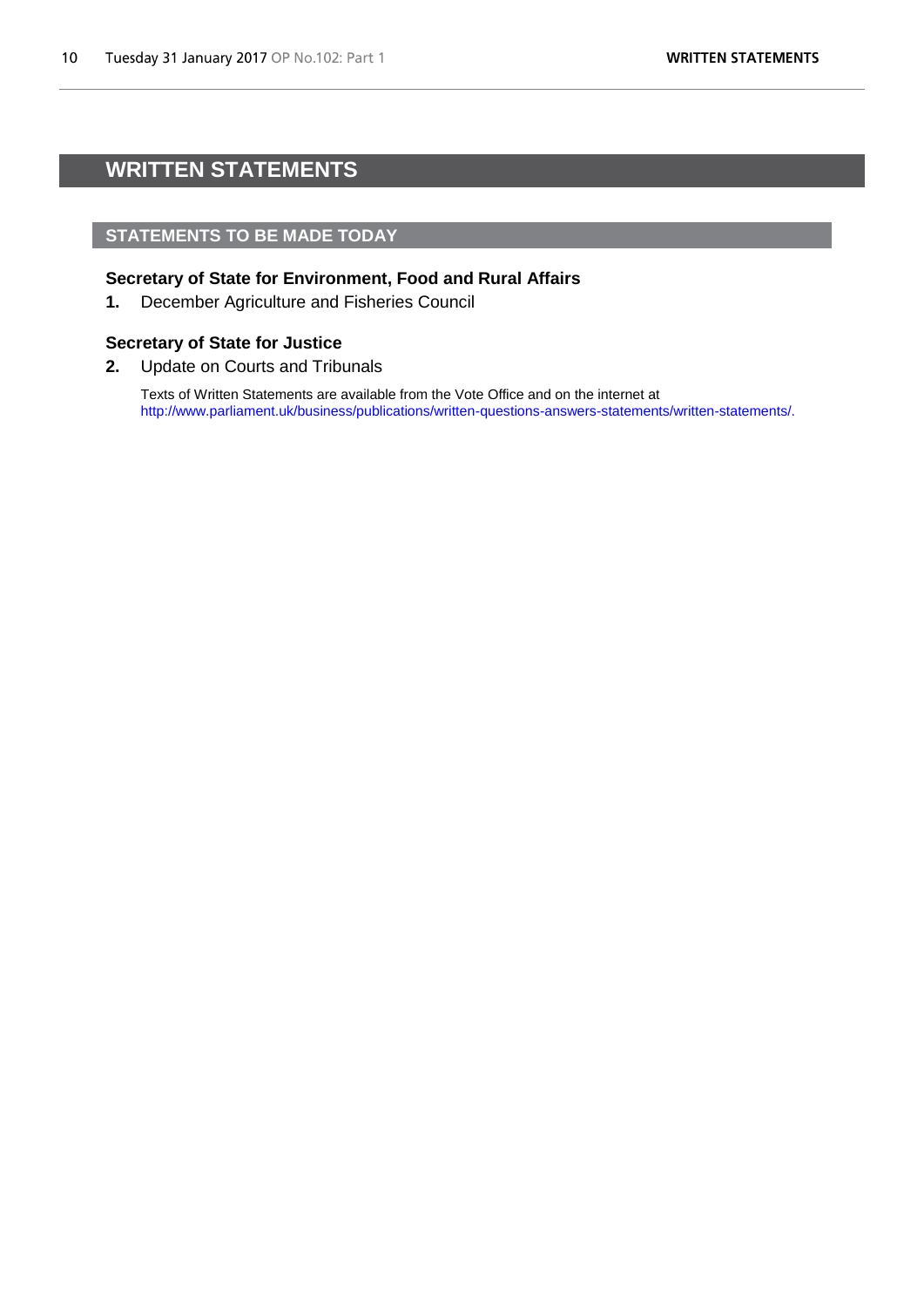# WRITTEN STATEMENTS

## STATEMENTS TO BE MADE TODAY

### Secretary of State for Environment, Food and Rural Affairs

**1.** December Agriculture and Fisheries Council

### Secretary of State for Justice

**2.** Update on Courts and Tribunals

Texts of Written Statements are available from the Vote Office and on the internet at http://www.parliament.uk/business/publications/written-questions-answers-statements/written-statements/.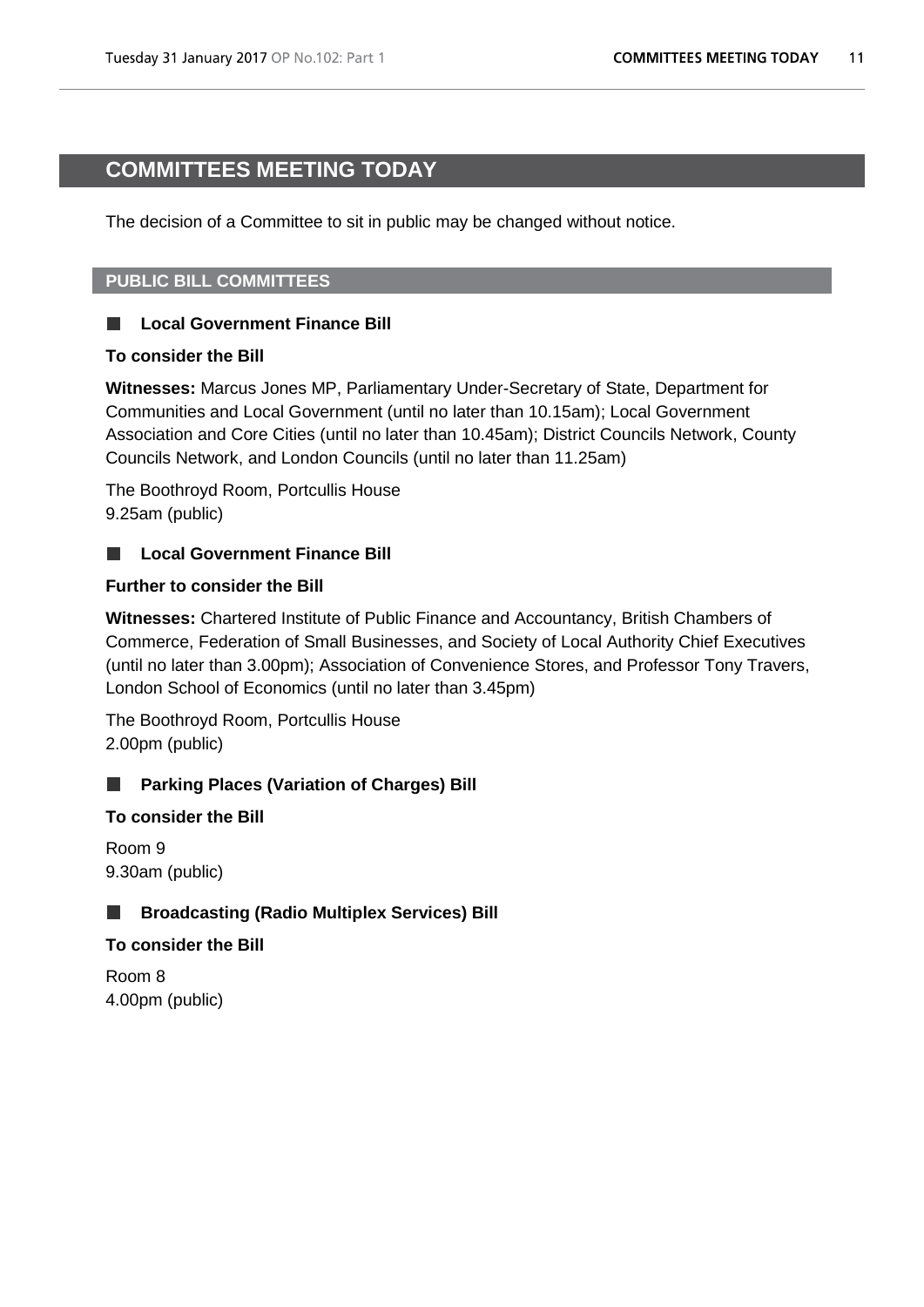# COMMITTEES MEETING TODAY

The decision of a Committee to sit in public may be changed without notice.

## PUBLIC BILL COMMITTEES

### Local Government Finance Bill

**To consider the Bill**

**Witnesses:** Marcus Jones MP, Parliamentary Under-Secretary of State, Department for Communities and Local Government (until no later than 10.15am); Local Government Association and Core Cities (until no later than 10.45am); District Councils Network, County Councils Network, and London Councils (until no later than 11.25am)

The Boothroyd Room, Portcullis House
9.25am (public)

### Local Government Finance Bill

**Further to consider the Bill**

**Witnesses:** Chartered Institute of Public Finance and Accountancy, British Chambers of Commerce, Federation of Small Businesses, and Society of Local Authority Chief Executives (until no later than 3.00pm); Association of Convenience Stores, and Professor Tony Travers, London School of Economics (until no later than 3.45pm)

The Boothroyd Room, Portcullis House
2.00pm (public)

### Parking Places (Variation of Charges) Bill

**To consider the Bill**

Room 9
9.30am (public)

### Broadcasting (Radio Multiplex Services) Bill

**To consider the Bill**

Room 8
4.00pm (public)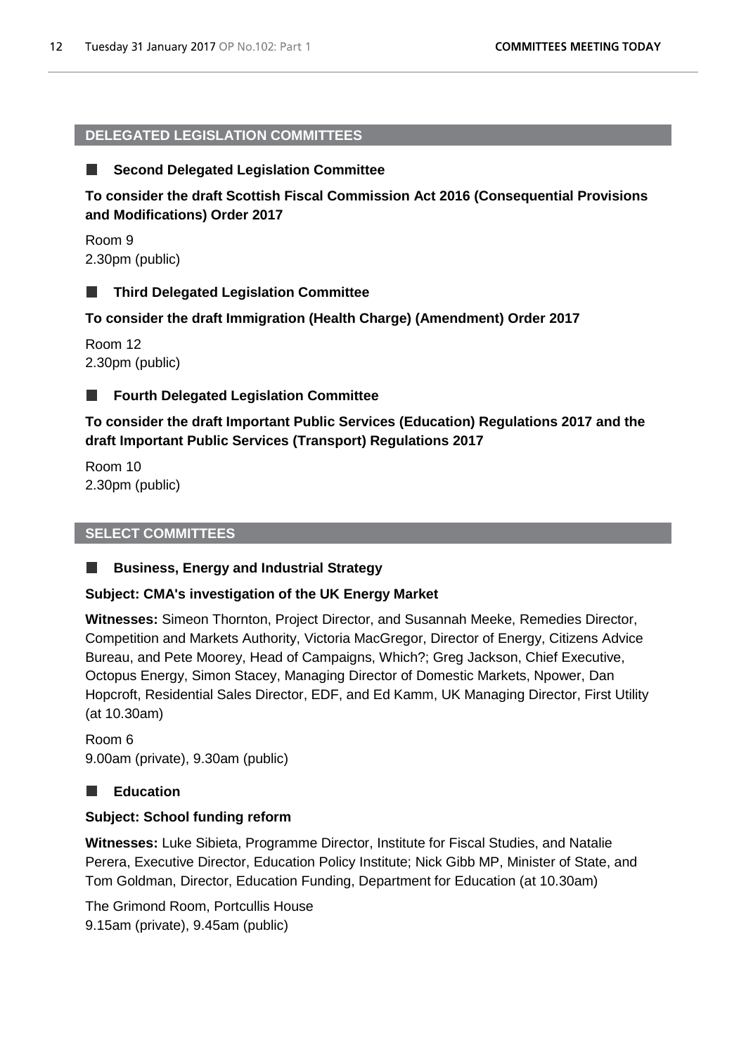## DELEGATED LEGISLATION COMMITTEES

### Second Delegated Legislation Committee

**To consider the draft Scottish Fiscal Commission Act 2016 (Consequential Provisions and Modifications) Order 2017**

Room 9
2.30pm (public)

### Third Delegated Legislation Committee

**To consider the draft Immigration (Health Charge) (Amendment) Order 2017**

Room 12
2.30pm (public)

### Fourth Delegated Legislation Committee

**To consider the draft Important Public Services (Education) Regulations 2017 and the draft Important Public Services (Transport) Regulations 2017**

Room 10
2.30pm (public)

## SELECT COMMITTEES

### Business, Energy and Industrial Strategy

**Subject: CMA's investigation of the UK Energy Market**

**Witnesses:** Simeon Thornton, Project Director, and Susannah Meeke, Remedies Director, Competition and Markets Authority, Victoria MacGregor, Director of Energy, Citizens Advice Bureau, and Pete Moorey, Head of Campaigns, Which?; Greg Jackson, Chief Executive, Octopus Energy, Simon Stacey, Managing Director of Domestic Markets, Npower, Dan Hopcroft, Residential Sales Director, EDF, and Ed Kamm, UK Managing Director, First Utility (at 10.30am)

Room 6
9.00am (private), 9.30am (public)

### Education

**Subject: School funding reform**

**Witnesses:** Luke Sibieta, Programme Director, Institute for Fiscal Studies, and Natalie Perera, Executive Director, Education Policy Institute; Nick Gibb MP, Minister of State, and Tom Goldman, Director, Education Funding, Department for Education (at 10.30am)

The Grimond Room, Portcullis House
9.15am (private), 9.45am (public)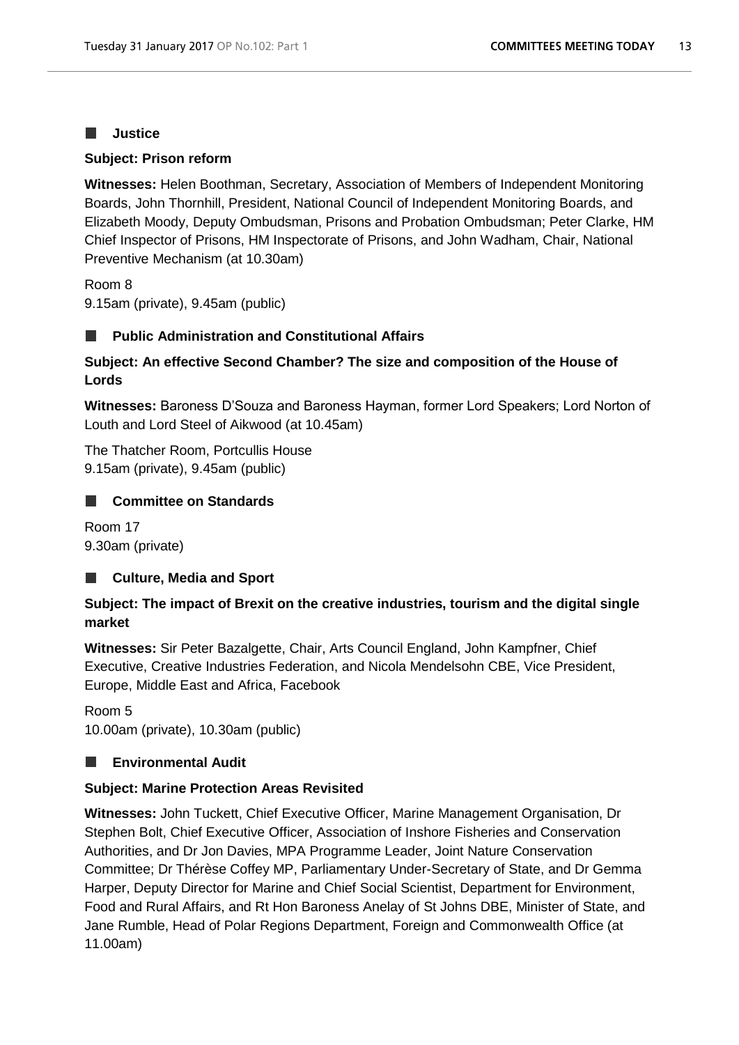### Justice

**Subject: Prison reform**

**Witnesses:** Helen Boothman, Secretary, Association of Members of Independent Monitoring Boards, John Thornhill, President, National Council of Independent Monitoring Boards, and Elizabeth Moody, Deputy Ombudsman, Prisons and Probation Ombudsman; Peter Clarke, HM Chief Inspector of Prisons, HM Inspectorate of Prisons, and John Wadham, Chair, National Preventive Mechanism (at 10.30am)

Room 8
9.15am (private), 9.45am (public)

### Public Administration and Constitutional Affairs

**Subject: An effective Second Chamber? The size and composition of the House of Lords**

**Witnesses:** Baroness D'Souza and Baroness Hayman, former Lord Speakers; Lord Norton of Louth and Lord Steel of Aikwood (at 10.45am)

The Thatcher Room, Portcullis House
9.15am (private), 9.45am (public)

### Committee on Standards

Room 17
9.30am (private)

### Culture, Media and Sport

**Subject: The impact of Brexit on the creative industries, tourism and the digital single market**

**Witnesses:** Sir Peter Bazalgette, Chair, Arts Council England, John Kampfner, Chief Executive, Creative Industries Federation, and Nicola Mendelsohn CBE, Vice President, Europe, Middle East and Africa, Facebook

Room 5
10.00am (private), 10.30am (public)

### Environmental Audit

**Subject: Marine Protection Areas Revisited**

**Witnesses:** John Tuckett, Chief Executive Officer, Marine Management Organisation, Dr Stephen Bolt, Chief Executive Officer, Association of Inshore Fisheries and Conservation Authorities, and Dr Jon Davies, MPA Programme Leader, Joint Nature Conservation Committee; Dr Thérèse Coffey MP, Parliamentary Under-Secretary of State, and Dr Gemma Harper, Deputy Director for Marine and Chief Social Scientist, Department for Environment, Food and Rural Affairs, and Rt Hon Baroness Anelay of St Johns DBE, Minister of State, and Jane Rumble, Head of Polar Regions Department, Foreign and Commonwealth Office (at 11.00am)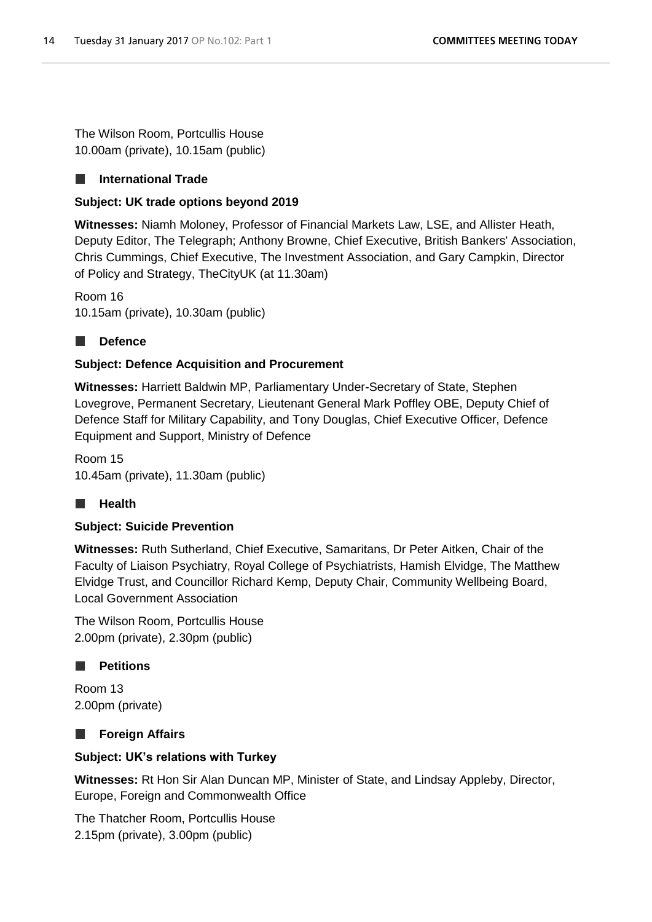The Wilson Room, Portcullis House
10.00am (private), 10.15am (public)

### International Trade

**Subject: UK trade options beyond 2019**

**Witnesses:** Niamh Moloney, Professor of Financial Markets Law, LSE, and Allister Heath, Deputy Editor, The Telegraph; Anthony Browne, Chief Executive, British Bankers' Association, Chris Cummings, Chief Executive, The Investment Association, and Gary Campkin, Director of Policy and Strategy, TheCityUK (at 11.30am)

Room 16
10.15am (private), 10.30am (public)

### Defence

**Subject: Defence Acquisition and Procurement**

**Witnesses:** Harriett Baldwin MP, Parliamentary Under-Secretary of State, Stephen Lovegrove, Permanent Secretary, Lieutenant General Mark Poffley OBE, Deputy Chief of Defence Staff for Military Capability, and Tony Douglas, Chief Executive Officer, Defence Equipment and Support, Ministry of Defence

Room 15
10.45am (private), 11.30am (public)

### Health

**Subject: Suicide Prevention**

**Witnesses:** Ruth Sutherland, Chief Executive, Samaritans, Dr Peter Aitken, Chair of the Faculty of Liaison Psychiatry, Royal College of Psychiatrists, Hamish Elvidge, The Matthew Elvidge Trust, and Councillor Richard Kemp, Deputy Chair, Community Wellbeing Board, Local Government Association

The Wilson Room, Portcullis House
2.00pm (private), 2.30pm (public)

### Petitions

Room 13
2.00pm (private)

### Foreign Affairs

**Subject: UK's relations with Turkey**

**Witnesses:** Rt Hon Sir Alan Duncan MP, Minister of State, and Lindsay Appleby, Director, Europe, Foreign and Commonwealth Office

The Thatcher Room, Portcullis House
2.15pm (private), 3.00pm (public)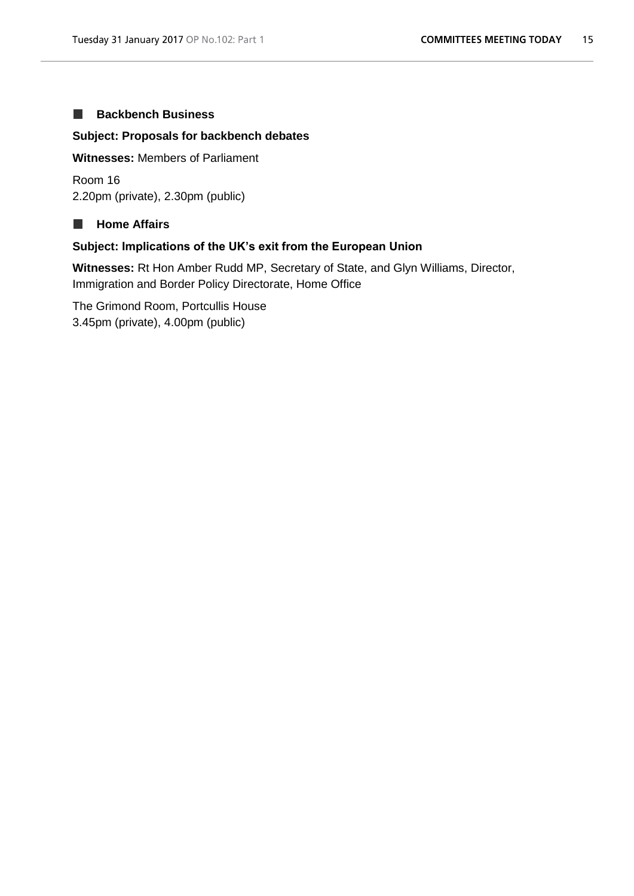### Backbench Business

**Subject: Proposals for backbench debates**

**Witnesses:** Members of Parliament

Room 16
2.20pm (private), 2.30pm (public)

### Home Affairs

**Subject: Implications of the UK's exit from the European Union**

**Witnesses:** Rt Hon Amber Rudd MP, Secretary of State, and Glyn Williams, Director, Immigration and Border Policy Directorate, Home Office

The Grimond Room, Portcullis House
3.45pm (private), 4.00pm (public)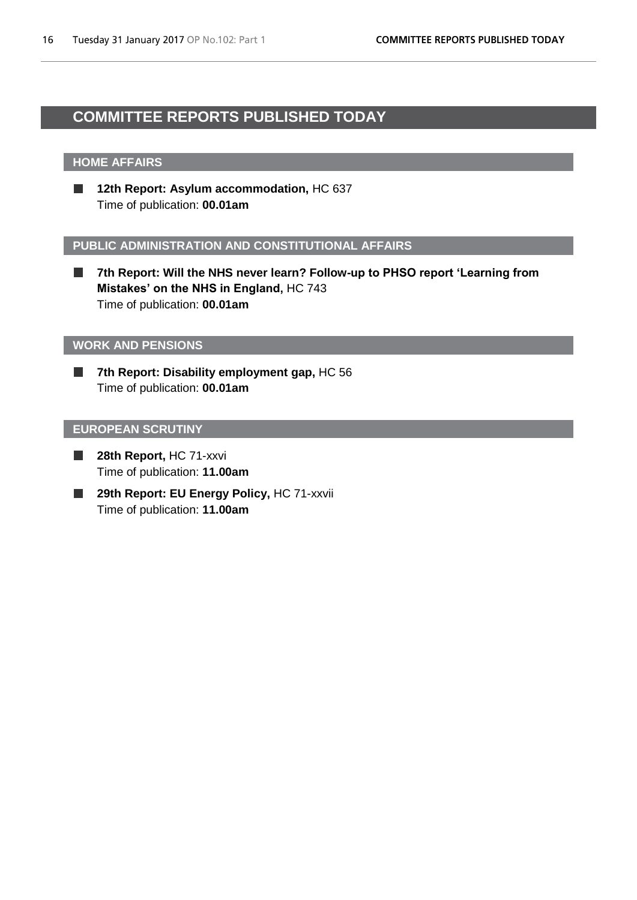# COMMITTEE REPORTS PUBLISHED TODAY

## HOME AFFAIRS

- **12th Report: Asylum accommodation,** HC 637
  Time of publication: **00.01am**

## PUBLIC ADMINISTRATION AND CONSTITUTIONAL AFFAIRS

- **7th Report: Will the NHS never learn? Follow-up to PHSO report 'Learning from Mistakes' on the NHS in England,** HC 743
  Time of publication: **00.01am**

## WORK AND PENSIONS

- **7th Report: Disability employment gap,** HC 56
  Time of publication: **00.01am**

## EUROPEAN SCRUTINY

- **28th Report,** HC 71-xxvi
  Time of publication: **11.00am**
- **29th Report: EU Energy Policy,** HC 71-xxvii
  Time of publication: **11.00am**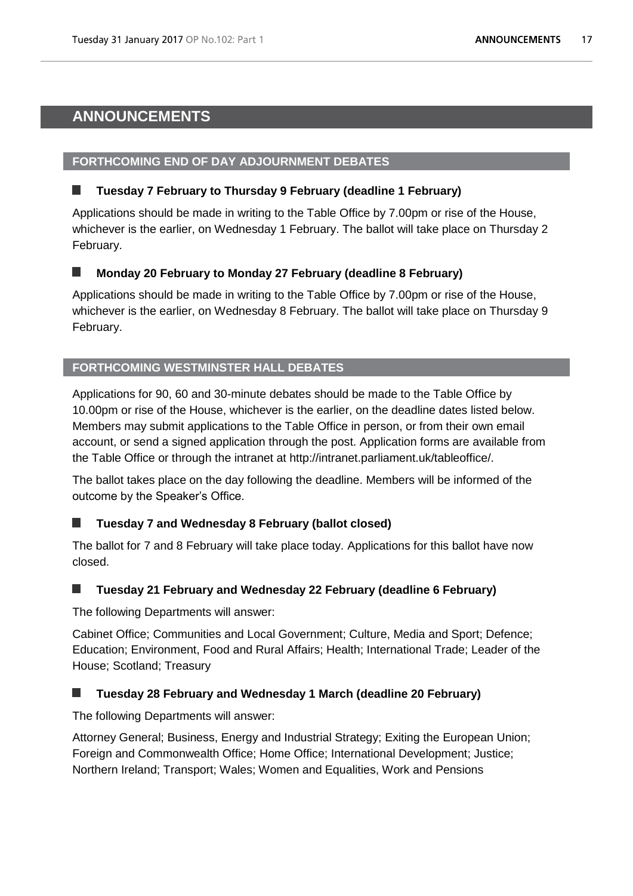# ANNOUNCEMENTS

## FORTHCOMING END OF DAY ADJOURNMENT DEBATES

### Tuesday 7 February to Thursday 9 February (deadline 1 February)

Applications should be made in writing to the Table Office by 7.00pm or rise of the House, whichever is the earlier, on Wednesday 1 February. The ballot will take place on Thursday 2 February.

### Monday 20 February to Monday 27 February (deadline 8 February)

Applications should be made in writing to the Table Office by 7.00pm or rise of the House, whichever is the earlier, on Wednesday 8 February. The ballot will take place on Thursday 9 February.

## FORTHCOMING WESTMINSTER HALL DEBATES

Applications for 90, 60 and 30-minute debates should be made to the Table Office by 10.00pm or rise of the House, whichever is the earlier, on the deadline dates listed below. Members may submit applications to the Table Office in person, or from their own email account, or send a signed application through the post. Application forms are available from the Table Office or through the intranet at http://intranet.parliament.uk/tableoffice/.

The ballot takes place on the day following the deadline. Members will be informed of the outcome by the Speaker's Office.

### Tuesday 7 and Wednesday 8 February (ballot closed)

The ballot for 7 and 8 February will take place today. Applications for this ballot have now closed.

### Tuesday 21 February and Wednesday 22 February (deadline 6 February)

The following Departments will answer:

Cabinet Office; Communities and Local Government; Culture, Media and Sport; Defence; Education; Environment, Food and Rural Affairs; Health; International Trade; Leader of the House; Scotland; Treasury

### Tuesday 28 February and Wednesday 1 March (deadline 20 February)

The following Departments will answer:

Attorney General; Business, Energy and Industrial Strategy; Exiting the European Union; Foreign and Commonwealth Office; Home Office; International Development; Justice; Northern Ireland; Transport; Wales; Women and Equalities, Work and Pensions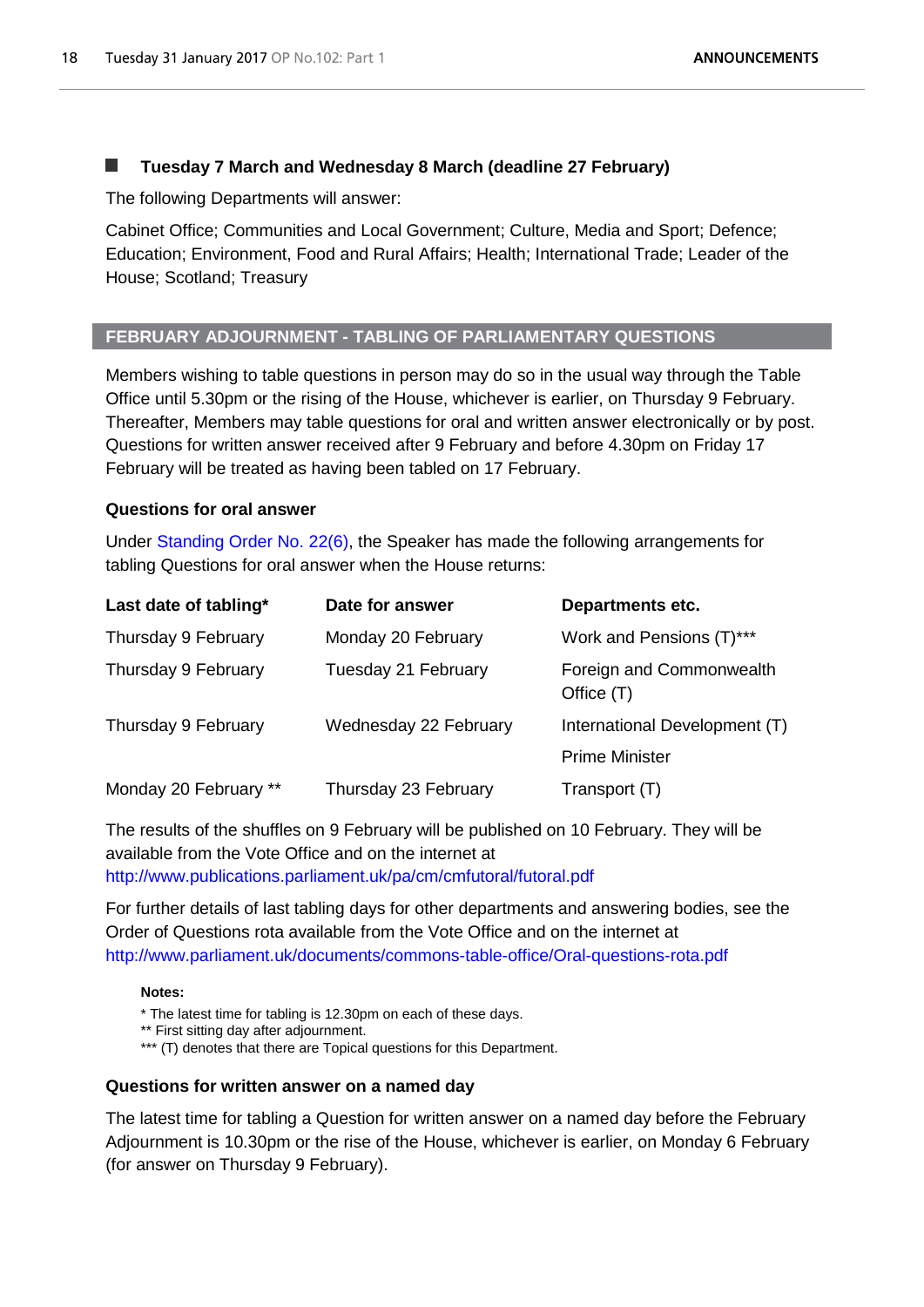### Tuesday 7 March and Wednesday 8 March (deadline 27 February)

The following Departments will answer:

Cabinet Office; Communities and Local Government; Culture, Media and Sport; Defence; Education; Environment, Food and Rural Affairs; Health; International Trade; Leader of the House; Scotland; Treasury

## FEBRUARY ADJOURNMENT - TABLING OF PARLIAMENTARY QUESTIONS

Members wishing to table questions in person may do so in the usual way through the Table Office until 5.30pm or the rising of the House, whichever is earlier, on Thursday 9 February. Thereafter, Members may table questions for oral and written answer electronically or by post. Questions for written answer received after 9 February and before 4.30pm on Friday 17 February will be treated as having been tabled on 17 February.

### Questions for oral answer

Under Standing Order No. 22(6), the Speaker has made the following arrangements for tabling Questions for oral answer when the House returns:

| Last date of tabling* | Date for answer | Departments etc. |
| --- | --- | --- |
| Thursday 9 February | Monday 20 February | Work and Pensions (T)*** |
| Thursday 9 February | Tuesday 21 February | Foreign and Commonwealth Office (T) |
| Thursday 9 February | Wednesday 22 February | International Development (T) |
| | | Prime Minister |
| Monday 20 February ** | Thursday 23 February | Transport (T) |

The results of the shuffles on 9 February will be published on 10 February. They will be available from the Vote Office and on the internet at http://www.publications.parliament.uk/pa/cm/cmfutoral/futoral.pdf

For further details of last tabling days for other departments and answering bodies, see the Order of Questions rota available from the Vote Office and on the internet at http://www.parliament.uk/documents/commons-table-office/Oral-questions-rota.pdf

**Notes:**

* The latest time for tabling is 12.30pm on each of these days.
** First sitting day after adjournment.
*** (T) denotes that there are Topical questions for this Department.

### Questions for written answer on a named day

The latest time for tabling a Question for written answer on a named day before the February Adjournment is 10.30pm or the rise of the House, whichever is earlier, on Monday 6 February (for answer on Thursday 9 February).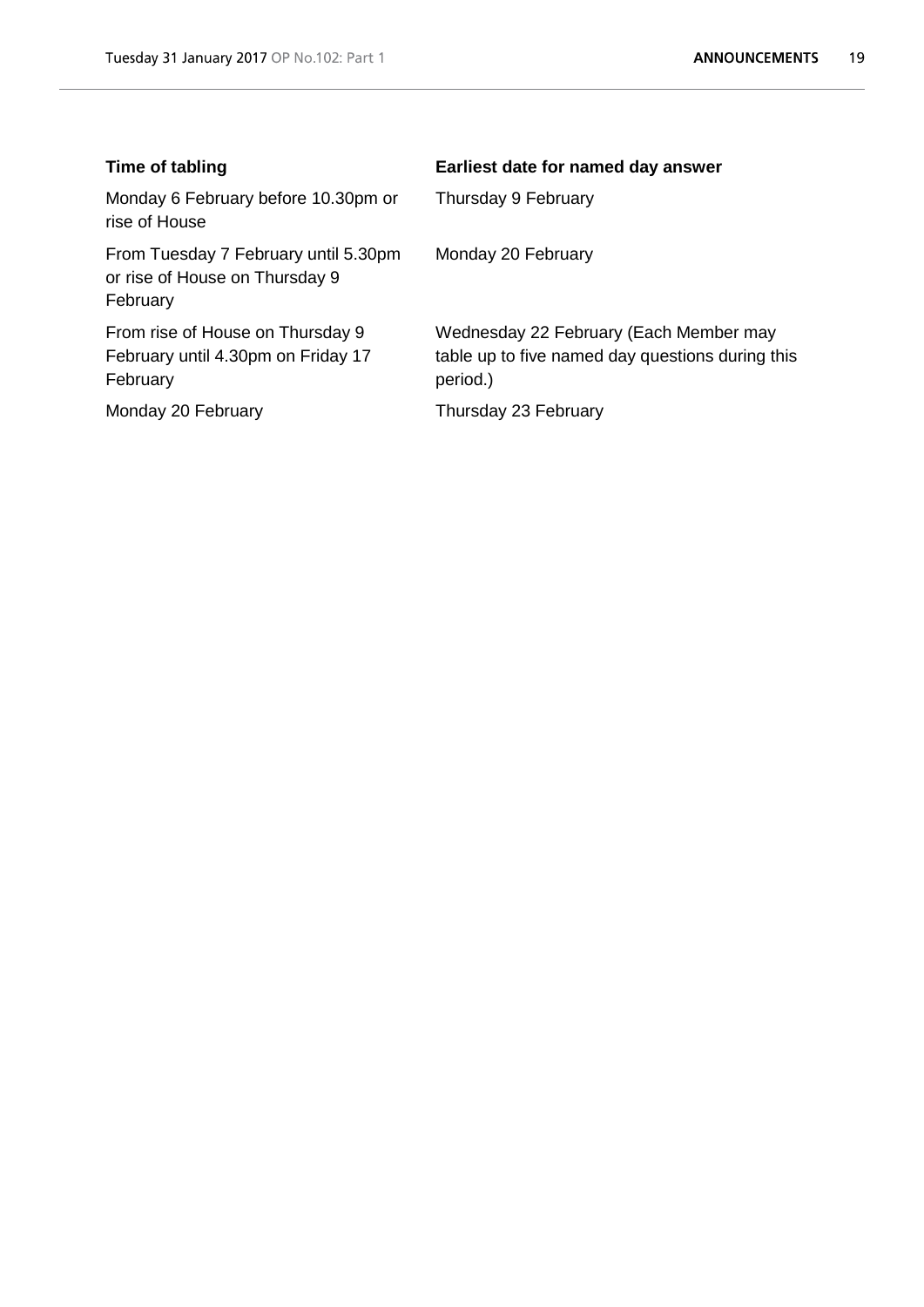| Time of tabling | Earliest date for named day answer |
| --- | --- |
| Monday 6 February before 10.30pm or rise of House | Thursday 9 February |
| From Tuesday 7 February until 5.30pm or rise of House on Thursday 9 February | Monday 20 February |
| From rise of House on Thursday 9 February until 4.30pm on Friday 17 February | Wednesday 22 February (Each Member may table up to five named day questions during this period.) |
| Monday 20 February | Thursday 23 February |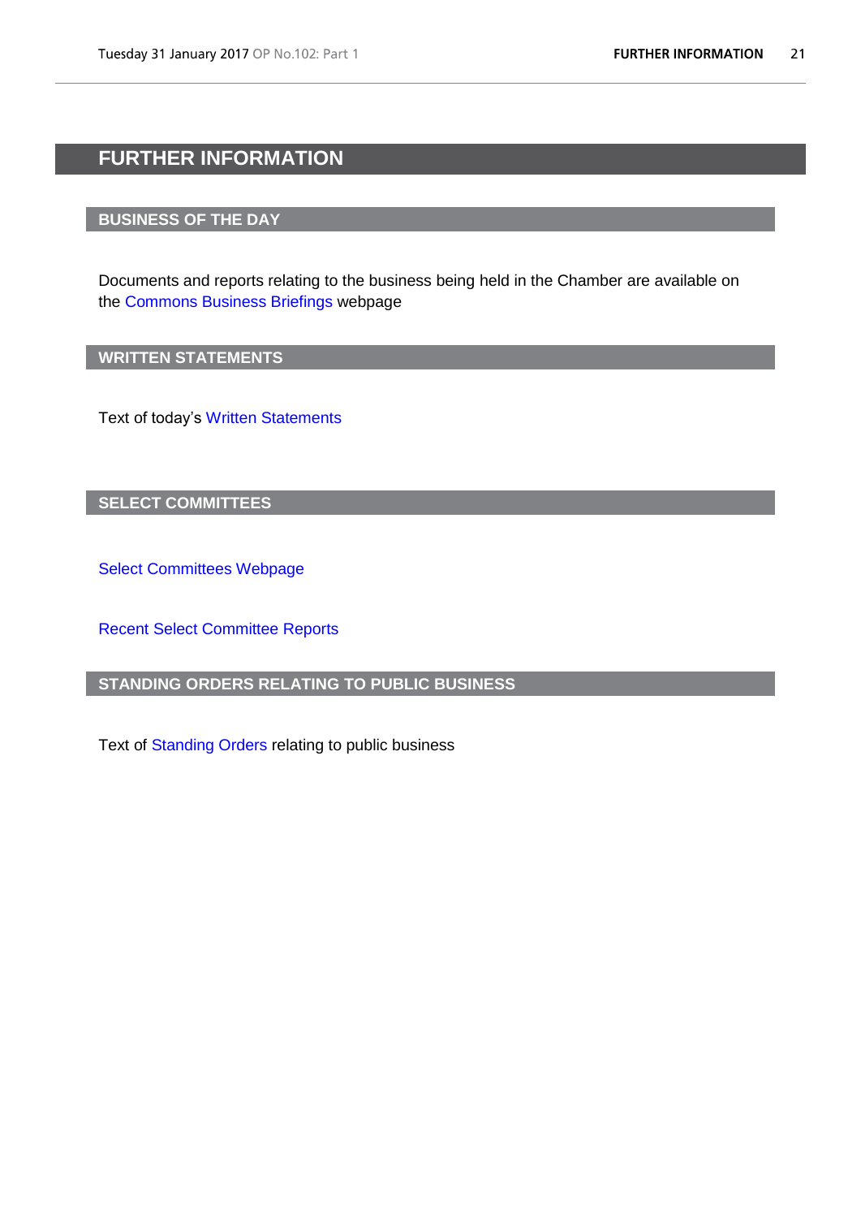# FURTHER INFORMATION

## BUSINESS OF THE DAY

Documents and reports relating to the business being held in the Chamber are available on the Commons Business Briefings webpage

## WRITTEN STATEMENTS

Text of today's Written Statements

## SELECT COMMITTEES

Select Committees Webpage

Recent Select Committee Reports

## STANDING ORDERS RELATING TO PUBLIC BUSINESS

Text of Standing Orders relating to public business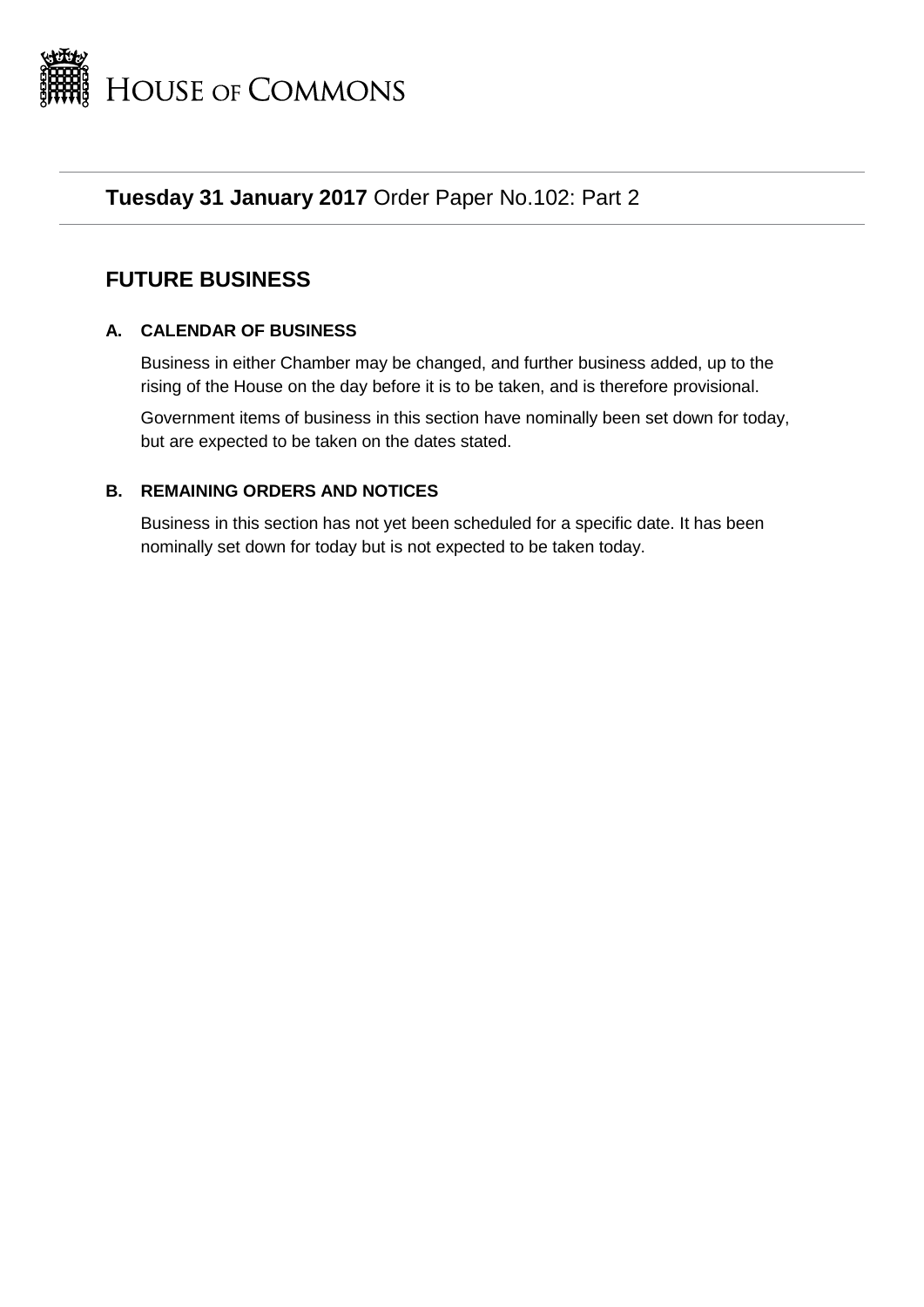# HOUSE OF COMMONS

**Tuesday 31 January 2017** Order Paper No.102: Part 2

## FUTURE BUSINESS

### A. CALENDAR OF BUSINESS

Business in either Chamber may be changed, and further business added, up to the rising of the House on the day before it is to be taken, and is therefore provisional.

Government items of business in this section have nominally been set down for today, but are expected to be taken on the dates stated.

### B. REMAINING ORDERS AND NOTICES

Business in this section has not yet been scheduled for a specific date. It has been nominally set down for today but is not expected to be taken today.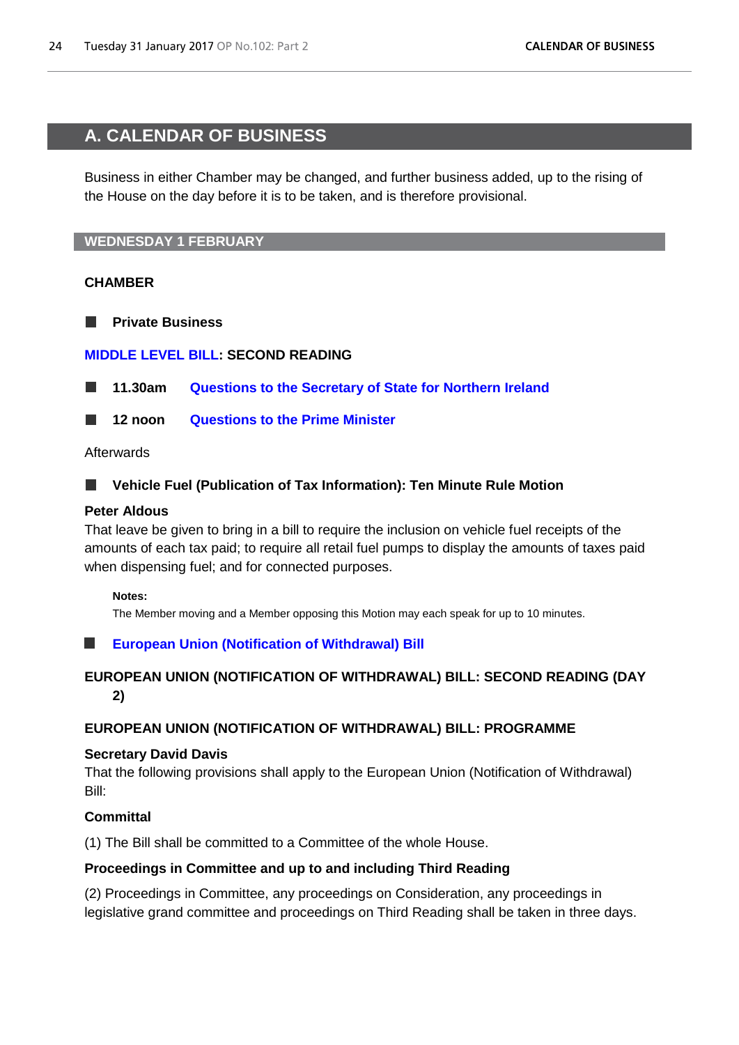# A. CALENDAR OF BUSINESS

Business in either Chamber may be changed, and further business added, up to the rising of the House on the day before it is to be taken, and is therefore provisional.

## WEDNESDAY 1 FEBRUARY

### CHAMBER

■ **Private Business**

**MIDDLE LEVEL BILL: SECOND READING**

■ **11.30am Questions to the Secretary of State for Northern Ireland**

■ **12 noon Questions to the Prime Minister**

Afterwards

■ **Vehicle Fuel (Publication of Tax Information): Ten Minute Rule Motion**

**Peter Aldous**
That leave be given to bring in a bill to require the inclusion on vehicle fuel receipts of the amounts of each tax paid; to require all retail fuel pumps to display the amounts of taxes paid when dispensing fuel; and for connected purposes.

**Notes:**
The Member moving and a Member opposing this Motion may each speak for up to 10 minutes.

■ **European Union (Notification of Withdrawal) Bill**

**EUROPEAN UNION (NOTIFICATION OF WITHDRAWAL) BILL: SECOND READING (DAY 2)**

**EUROPEAN UNION (NOTIFICATION OF WITHDRAWAL) BILL: PROGRAMME**

**Secretary David Davis**
That the following provisions shall apply to the European Union (Notification of Withdrawal) Bill:

**Committal**

(1) The Bill shall be committed to a Committee of the whole House.

**Proceedings in Committee and up to and including Third Reading**

(2) Proceedings in Committee, any proceedings on Consideration, any proceedings in legislative grand committee and proceedings on Third Reading shall be taken in three days.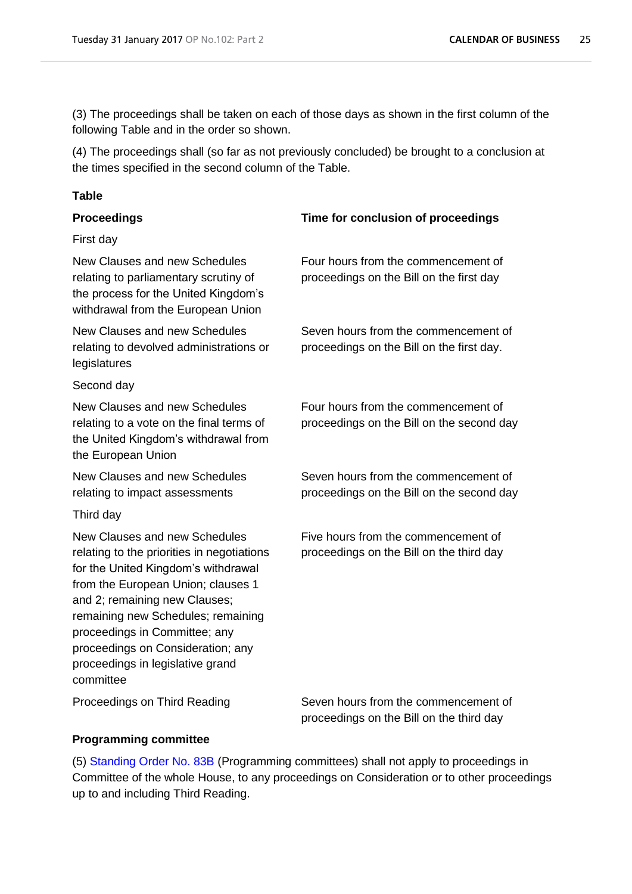(3) The proceedings shall be taken on each of those days as shown in the first column of the following Table and in the order so shown.

(4) The proceedings shall (so far as not previously concluded) be brought to a conclusion at the times specified in the second column of the Table.

**Table**

| **Proceedings** | **Time for conclusion of proceedings** |
|---|---|
| First day | |
| New Clauses and new Schedules relating to parliamentary scrutiny of the process for the United Kingdom's withdrawal from the European Union | Four hours from the commencement of proceedings on the Bill on the first day |
| New Clauses and new Schedules relating to devolved administrations or legislatures | Seven hours from the commencement of proceedings on the Bill on the first day. |
| Second day | |
| New Clauses and new Schedules relating to a vote on the final terms of the United Kingdom's withdrawal from the European Union | Four hours from the commencement of proceedings on the Bill on the second day |
| New Clauses and new Schedules relating to impact assessments | Seven hours from the commencement of proceedings on the Bill on the second day |
| Third day | |
| New Clauses and new Schedules relating to the priorities in negotiations for the United Kingdom's withdrawal from the European Union; clauses 1 and 2; remaining new Clauses; remaining new Schedules; remaining proceedings in Committee; any proceedings on Consideration; any proceedings in legislative grand committee | Five hours from the commencement of proceedings on the Bill on the third day |
| Proceedings on Third Reading | Seven hours from the commencement of proceedings on the Bill on the third day |

**Programming committee**

(5) Standing Order No. 83B (Programming committees) shall not apply to proceedings in Committee of the whole House, to any proceedings on Consideration or to other proceedings up to and including Third Reading.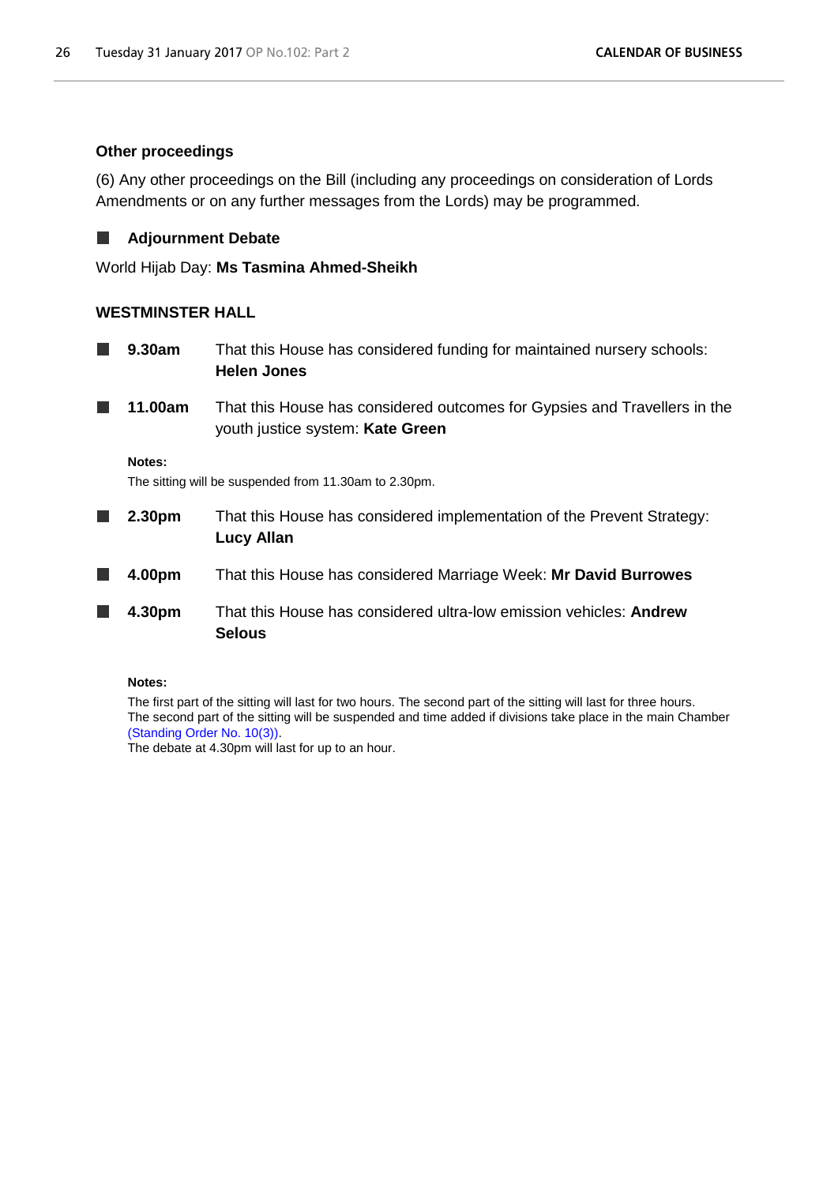### Other proceedings

(6) Any other proceedings on the Bill (including any proceedings on consideration of Lords Amendments or on any further messages from the Lords) may be programmed.

### Adjournment Debate

World Hijab Day: **Ms Tasmina Ahmed-Sheikh**

### WESTMINSTER HALL

**9.30am** That this House has considered funding for maintained nursery schools: **Helen Jones**

**11.00am** That this House has considered outcomes for Gypsies and Travellers in the youth justice system: **Kate Green**

**Notes:**

The sitting will be suspended from 11.30am to 2.30pm.

**2.30pm** That this House has considered implementation of the Prevent Strategy: **Lucy Allan**

**4.00pm** That this House has considered Marriage Week: **Mr David Burrowes**

**4.30pm** That this House has considered ultra-low emission vehicles: **Andrew Selous**

**Notes:**

The first part of the sitting will last for two hours. The second part of the sitting will last for three hours.
The second part of the sitting will be suspended and time added if divisions take place in the main Chamber (Standing Order No. 10(3)).
The debate at 4.30pm will last for up to an hour.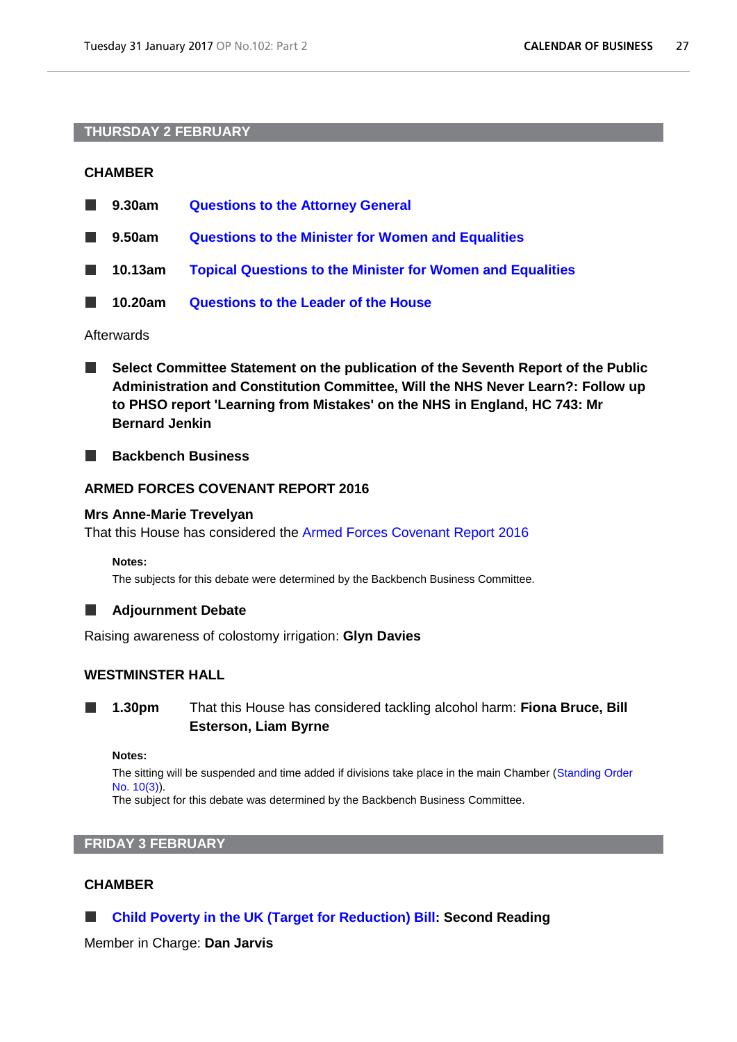## THURSDAY 2 FEBRUARY

### CHAMBER

- **9.30am** **Questions to the Attorney General**
- **9.50am** **Questions to the Minister for Women and Equalities**
- **10.13am** **Topical Questions to the Minister for Women and Equalities**
- **10.20am** **Questions to the Leader of the House**

Afterwards

- **Select Committee Statement on the publication of the Seventh Report of the Public Administration and Constitution Committee, Will the NHS Never Learn?: Follow up to PHSO report 'Learning from Mistakes' on the NHS in England, HC 743: Mr Bernard Jenkin**

- **Backbench Business**

**ARMED FORCES COVENANT REPORT 2016**

**Mrs Anne-Marie Trevelyan**
That this House has considered the Armed Forces Covenant Report 2016

**Notes:**
The subjects for this debate were determined by the Backbench Business Committee.

- **Adjournment Debate**

Raising awareness of colostomy irrigation: **Glyn Davies**

### WESTMINSTER HALL

- **1.30pm** That this House has considered tackling alcohol harm: **Fiona Bruce, Bill Esterson, Liam Byrne**

**Notes:**
The sitting will be suspended and time added if divisions take place in the main Chamber (Standing Order No. 10(3)).
The subject for this debate was determined by the Backbench Business Committee.

## FRIDAY 3 FEBRUARY

### CHAMBER

- **Child Poverty in the UK (Target for Reduction) Bill: Second Reading**

Member in Charge: **Dan Jarvis**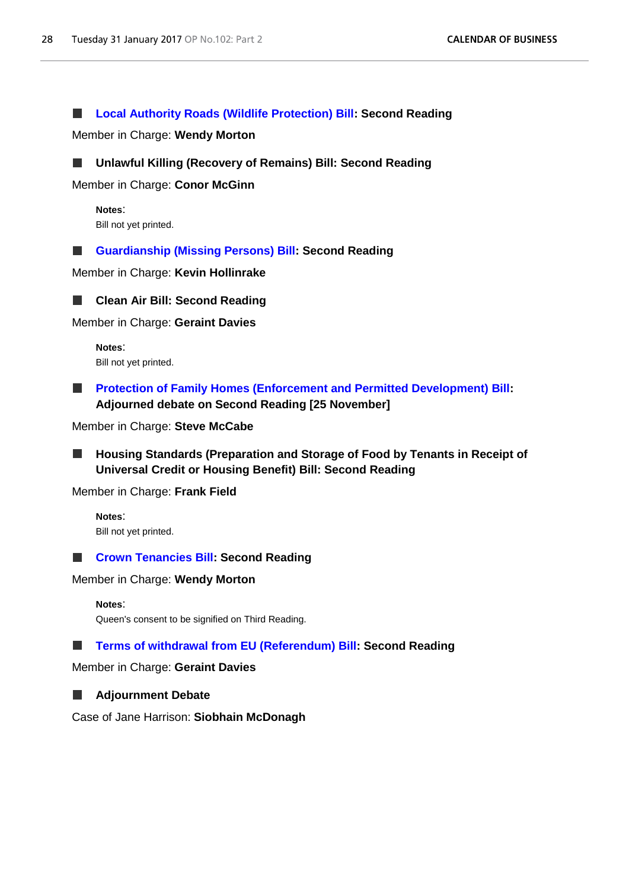■ **Local Authority Roads (Wildlife Protection) Bill: Second Reading**

Member in Charge: **Wendy Morton**

■ **Unlawful Killing (Recovery of Remains) Bill: Second Reading**

Member in Charge: **Conor McGinn**

> **Notes**:
> Bill not yet printed.

■ **Guardianship (Missing Persons) Bill: Second Reading**

Member in Charge: **Kevin Hollinrake**

■ **Clean Air Bill: Second Reading**

Member in Charge: **Geraint Davies**

> **Notes**:
> Bill not yet printed.

■ **Protection of Family Homes (Enforcement and Permitted Development) Bill: Adjourned debate on Second Reading [25 November]**

Member in Charge: **Steve McCabe**

■ **Housing Standards (Preparation and Storage of Food by Tenants in Receipt of Universal Credit or Housing Benefit) Bill: Second Reading**

Member in Charge: **Frank Field**

> **Notes**:
> Bill not yet printed.

■ **Crown Tenancies Bill: Second Reading**

Member in Charge: **Wendy Morton**

> **Notes**:
> Queen's consent to be signified on Third Reading.

■ **Terms of withdrawal from EU (Referendum) Bill: Second Reading**

Member in Charge: **Geraint Davies**

■ **Adjournment Debate**

Case of Jane Harrison: **Siobhain McDonagh**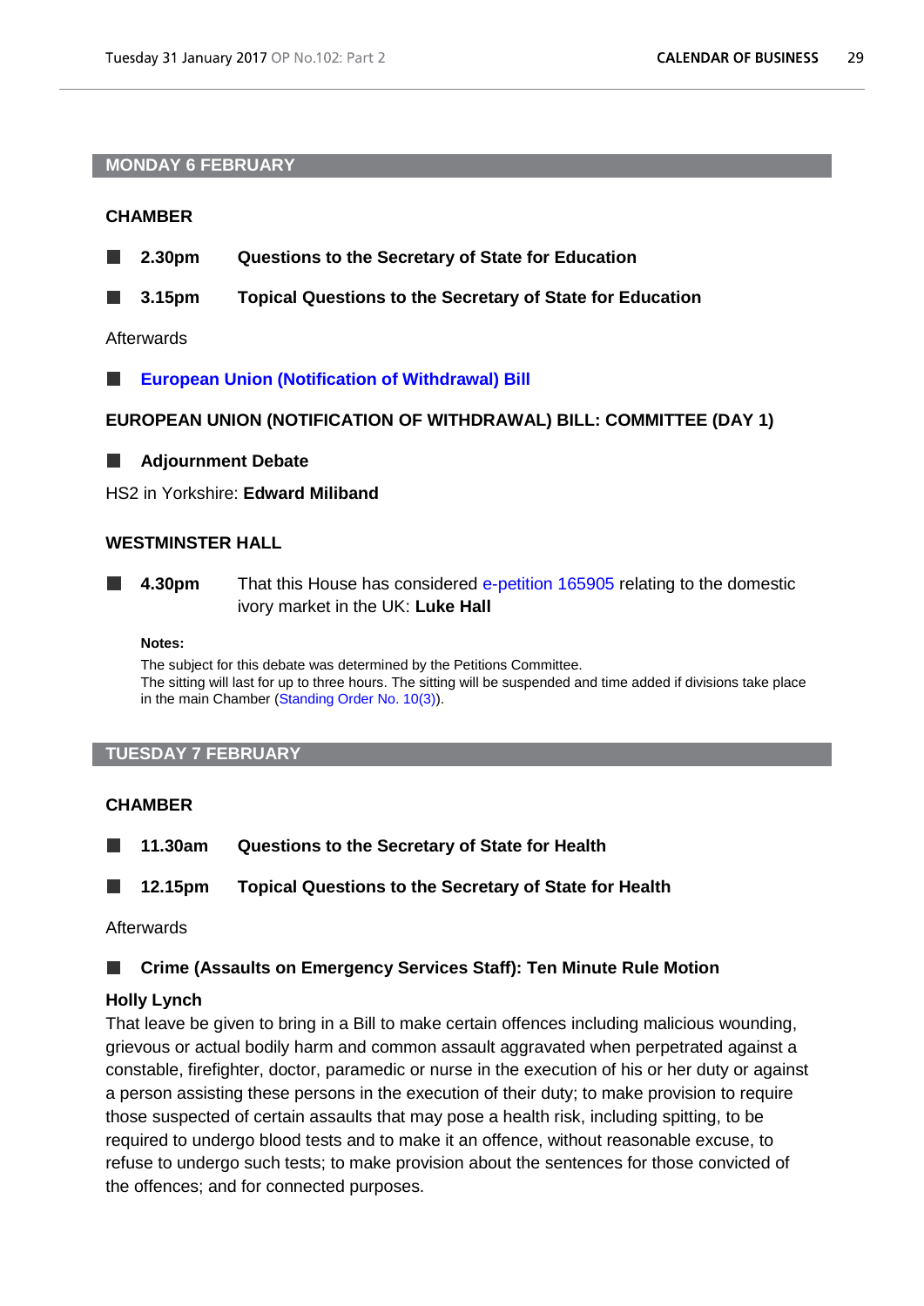## MONDAY 6 FEBRUARY

### CHAMBER

- **2.30pm** **Questions to the Secretary of State for Education**
- **3.15pm** **Topical Questions to the Secretary of State for Education**

Afterwards

- **European Union (Notification of Withdrawal) Bill**

**EUROPEAN UNION (NOTIFICATION OF WITHDRAWAL) BILL: COMMITTEE (DAY 1)**

- **Adjournment Debate**

HS2 in Yorkshire: **Edward Miliband**

### WESTMINSTER HALL

- **4.30pm** That this House has considered e-petition 165905 relating to the domestic ivory market in the UK: **Luke Hall**

**Notes:**

The subject for this debate was determined by the Petitions Committee.
The sitting will last for up to three hours. The sitting will be suspended and time added if divisions take place in the main Chamber (Standing Order No. 10(3)).

## TUESDAY 7 FEBRUARY

### CHAMBER

- **11.30am** **Questions to the Secretary of State for Health**
- **12.15pm** **Topical Questions to the Secretary of State for Health**

Afterwards

- **Crime (Assaults on Emergency Services Staff): Ten Minute Rule Motion**

**Holly Lynch**

That leave be given to bring in a Bill to make certain offences including malicious wounding, grievous or actual bodily harm and common assault aggravated when perpetrated against a constable, firefighter, doctor, paramedic or nurse in the execution of his or her duty or against a person assisting these persons in the execution of their duty; to make provision to require those suspected of certain assaults that may pose a health risk, including spitting, to be required to undergo blood tests and to make it an offence, without reasonable excuse, to refuse to undergo such tests; to make provision about the sentences for those convicted of the offences; and for connected purposes.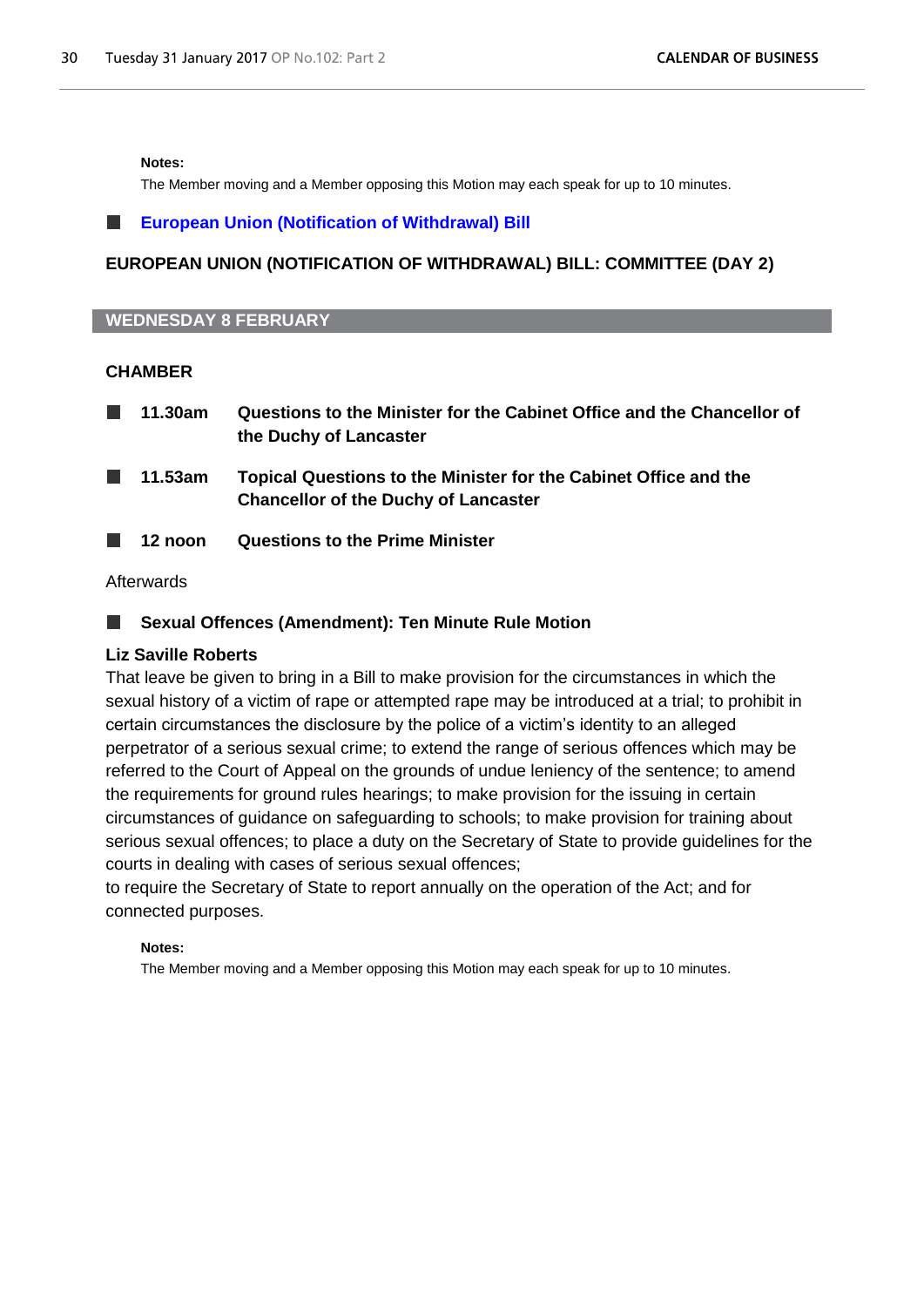**Notes:**

The Member moving and a Member opposing this Motion may each speak for up to 10 minutes.

- **European Union (Notification of Withdrawal) Bill**

**EUROPEAN UNION (NOTIFICATION OF WITHDRAWAL) BILL: COMMITTEE (DAY 2)**

## WEDNESDAY 8 FEBRUARY

### CHAMBER

- **11.30am** **Questions to the Minister for the Cabinet Office and the Chancellor of the Duchy of Lancaster**
- **11.53am** **Topical Questions to the Minister for the Cabinet Office and the Chancellor of the Duchy of Lancaster**
- **12 noon** **Questions to the Prime Minister**

Afterwards

- **Sexual Offences (Amendment): Ten Minute Rule Motion**

**Liz Saville Roberts**

That leave be given to bring in a Bill to make provision for the circumstances in which the sexual history of a victim of rape or attempted rape may be introduced at a trial; to prohibit in certain circumstances the disclosure by the police of a victim's identity to an alleged perpetrator of a serious sexual crime; to extend the range of serious offences which may be referred to the Court of Appeal on the grounds of undue leniency of the sentence; to amend the requirements for ground rules hearings; to make provision for the issuing in certain circumstances of guidance on safeguarding to schools; to make provision for training about serious sexual offences; to place a duty on the Secretary of State to provide guidelines for the courts in dealing with cases of serious sexual offences;

to require the Secretary of State to report annually on the operation of the Act; and for connected purposes.

**Notes:**

The Member moving and a Member opposing this Motion may each speak for up to 10 minutes.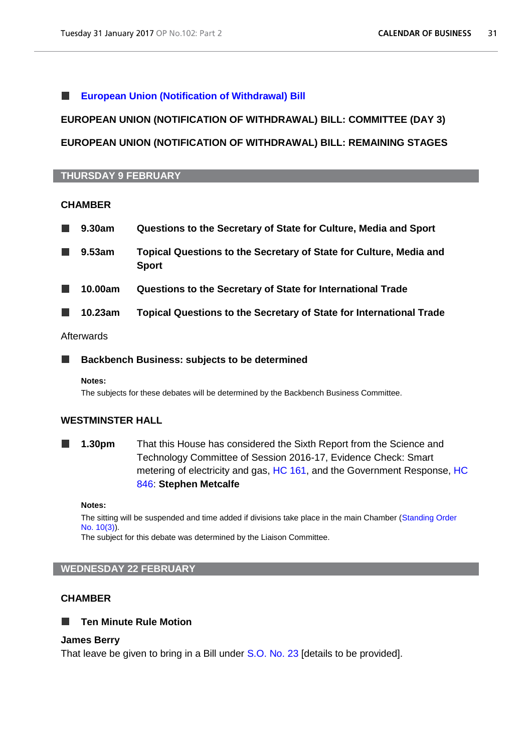■ **European Union (Notification of Withdrawal) Bill**

**EUROPEAN UNION (NOTIFICATION OF WITHDRAWAL) BILL: COMMITTEE (DAY 3)**

**EUROPEAN UNION (NOTIFICATION OF WITHDRAWAL) BILL: REMAINING STAGES**

## THURSDAY 9 FEBRUARY

### CHAMBER

■ **9.30am** **Questions to the Secretary of State for Culture, Media and Sport**

■ **9.53am** **Topical Questions to the Secretary of State for Culture, Media and Sport**

■ **10.00am** **Questions to the Secretary of State for International Trade**

■ **10.23am** **Topical Questions to the Secretary of State for International Trade**

Afterwards

■ **Backbench Business: subjects to be determined**

**Notes:**
The subjects for these debates will be determined by the Backbench Business Committee.

### WESTMINSTER HALL

■ **1.30pm** That this House has considered the Sixth Report from the Science and Technology Committee of Session 2016-17, Evidence Check: Smart metering of electricity and gas, HC 161, and the Government Response, HC 846: **Stephen Metcalfe**

**Notes:**
The sitting will be suspended and time added if divisions take place in the main Chamber (Standing Order No. 10(3)).
The subject for this debate was determined by the Liaison Committee.

## WEDNESDAY 22 FEBRUARY

### CHAMBER

■ **Ten Minute Rule Motion**

**James Berry**
That leave be given to bring in a Bill under S.O. No. 23 [details to be provided].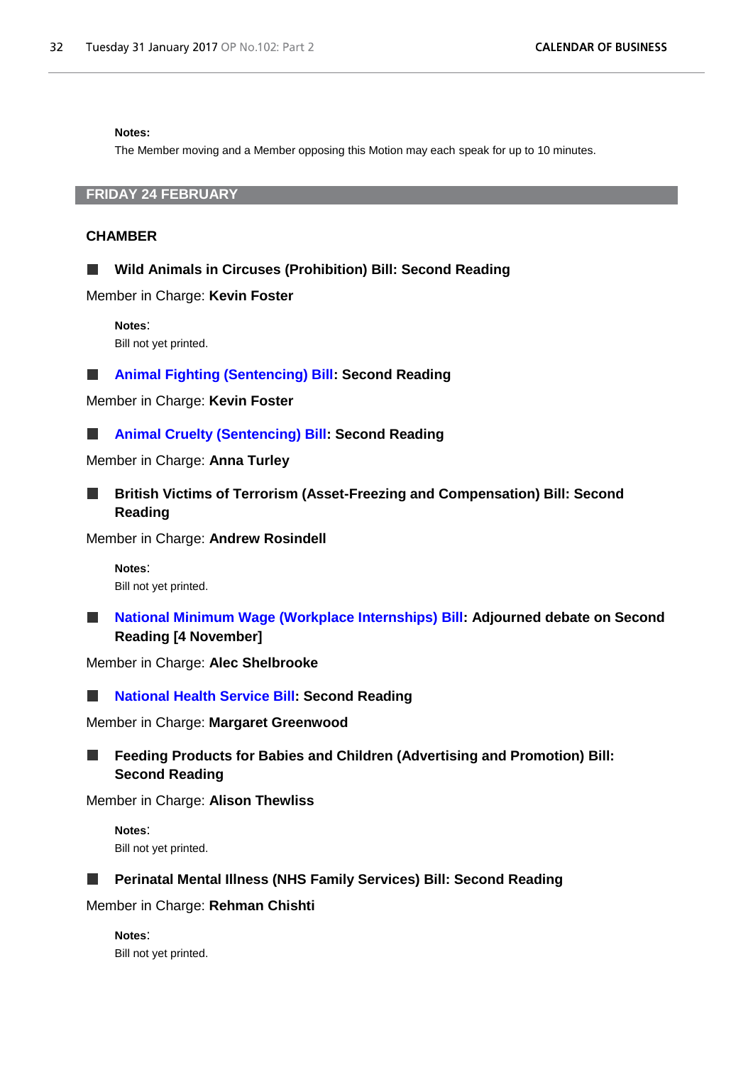**Notes:**

The Member moving and a Member opposing this Motion may each speak for up to 10 minutes.

## FRIDAY 24 FEBRUARY

### CHAMBER

■ **Wild Animals in Circuses (Prohibition) Bill: Second Reading**

Member in Charge: **Kevin Foster**

**Notes**:

Bill not yet printed.

■ **Animal Fighting (Sentencing) Bill: Second Reading**

Member in Charge: **Kevin Foster**

■ **Animal Cruelty (Sentencing) Bill: Second Reading**

Member in Charge: **Anna Turley**

■ **British Victims of Terrorism (Asset-Freezing and Compensation) Bill: Second Reading**

Member in Charge: **Andrew Rosindell**

**Notes**:

Bill not yet printed.

■ **National Minimum Wage (Workplace Internships) Bill: Adjourned debate on Second Reading [4 November]**

Member in Charge: **Alec Shelbrooke**

■ **National Health Service Bill: Second Reading**

Member in Charge: **Margaret Greenwood**

■ **Feeding Products for Babies and Children (Advertising and Promotion) Bill: Second Reading**

Member in Charge: **Alison Thewliss**

**Notes**:

Bill not yet printed.

■ **Perinatal Mental Illness (NHS Family Services) Bill: Second Reading**

Member in Charge: **Rehman Chishti**

**Notes**:

Bill not yet printed.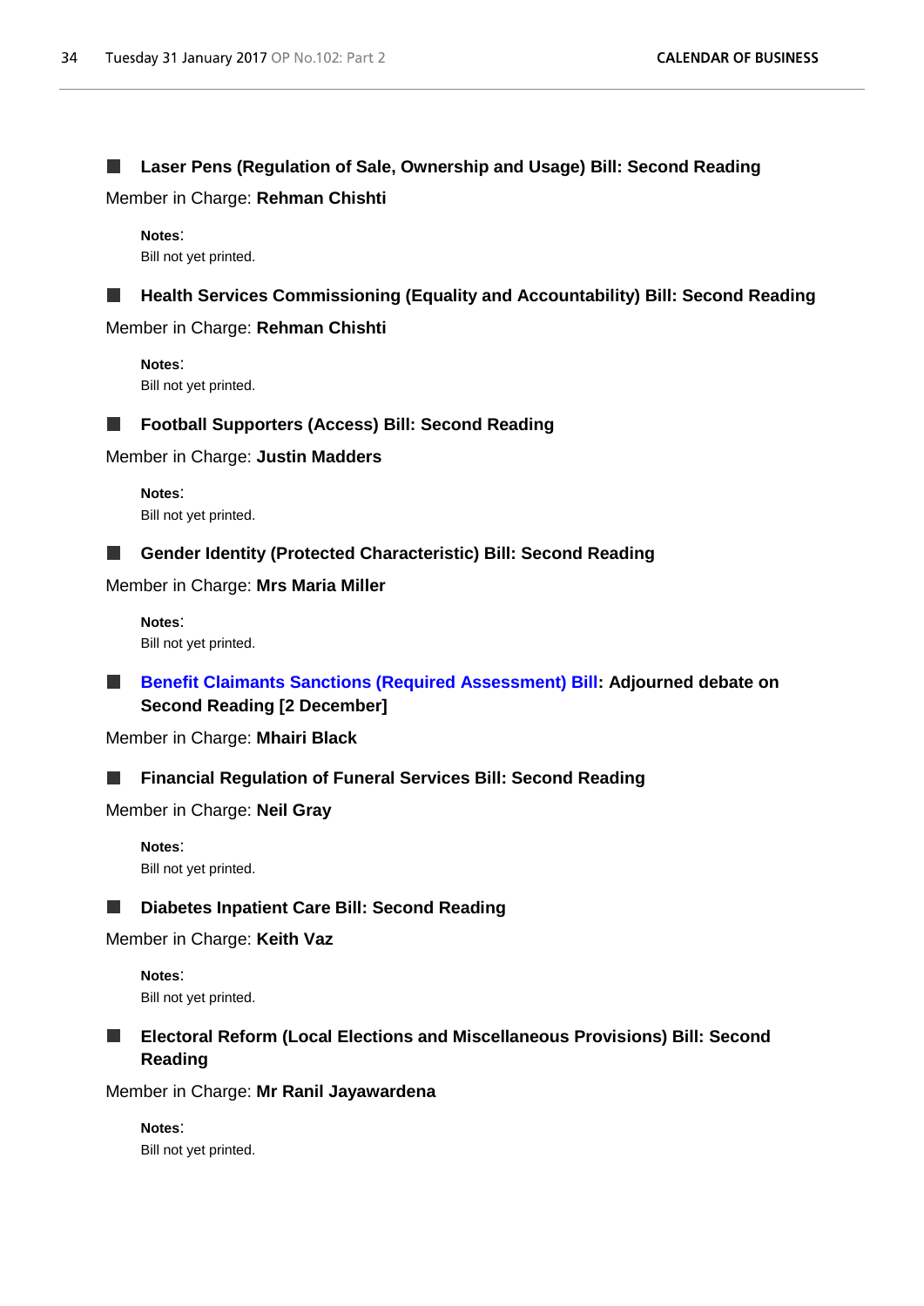### ■ Laser Pens (Regulation of Sale, Ownership and Usage) Bill: Second Reading

Member in Charge: **Rehman Chishti**

**Notes**:
Bill not yet printed.

### ■ Health Services Commissioning (Equality and Accountability) Bill: Second Reading

Member in Charge: **Rehman Chishti**

**Notes**:
Bill not yet printed.

### ■ Football Supporters (Access) Bill: Second Reading

Member in Charge: **Justin Madders**

**Notes**:
Bill not yet printed.

### ■ Gender Identity (Protected Characteristic) Bill: Second Reading

Member in Charge: **Mrs Maria Miller**

**Notes**:
Bill not yet printed.

### ■ Benefit Claimants Sanctions (Required Assessment) Bill: Adjourned debate on Second Reading [2 December]

Member in Charge: **Mhairi Black**

### ■ Financial Regulation of Funeral Services Bill: Second Reading

Member in Charge: **Neil Gray**

**Notes**:
Bill not yet printed.

### ■ Diabetes Inpatient Care Bill: Second Reading

Member in Charge: **Keith Vaz**

**Notes**:
Bill not yet printed.

### ■ Electoral Reform (Local Elections and Miscellaneous Provisions) Bill: Second Reading

Member in Charge: **Mr Ranil Jayawardena**

**Notes**:
Bill not yet printed.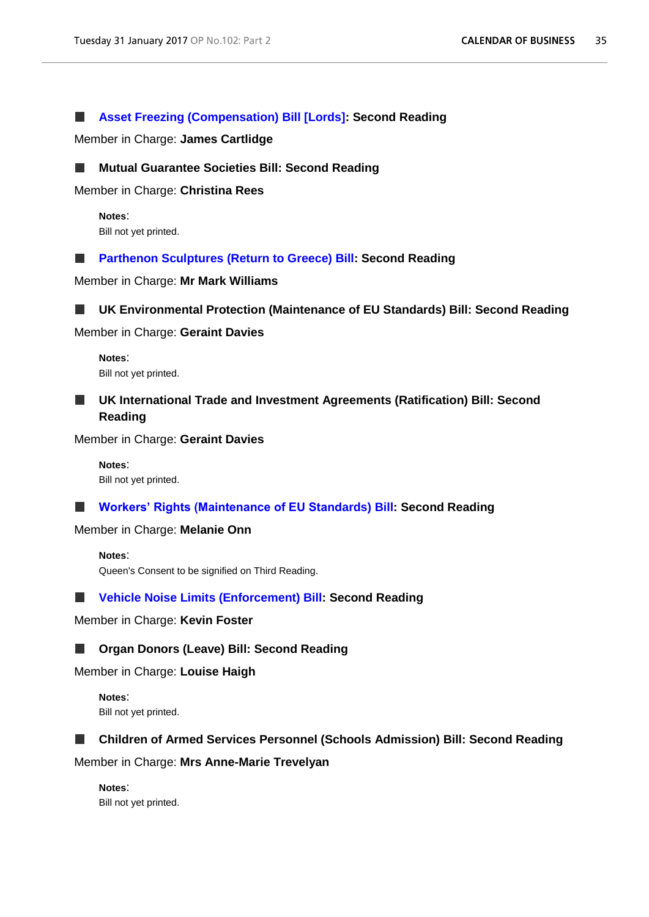■ **Asset Freezing (Compensation) Bill [Lords]: Second Reading**

Member in Charge: **James Cartlidge**

■ **Mutual Guarantee Societies Bill: Second Reading**

Member in Charge: **Christina Rees**

**Notes**:
Bill not yet printed.

■ **Parthenon Sculptures (Return to Greece) Bill: Second Reading**

Member in Charge: **Mr Mark Williams**

■ **UK Environmental Protection (Maintenance of EU Standards) Bill: Second Reading**

Member in Charge: **Geraint Davies**

**Notes**:
Bill not yet printed.

■ **UK International Trade and Investment Agreements (Ratification) Bill: Second Reading**

Member in Charge: **Geraint Davies**

**Notes**:
Bill not yet printed.

■ **Workers' Rights (Maintenance of EU Standards) Bill: Second Reading**

Member in Charge: **Melanie Onn**

**Notes**:
Queen's Consent to be signified on Third Reading.

■ **Vehicle Noise Limits (Enforcement) Bill: Second Reading**

Member in Charge: **Kevin Foster**

■ **Organ Donors (Leave) Bill: Second Reading**

Member in Charge: **Louise Haigh**

**Notes**:
Bill not yet printed.

■ **Children of Armed Services Personnel (Schools Admission) Bill: Second Reading**

Member in Charge: **Mrs Anne-Marie Trevelyan**

**Notes**:
Bill not yet printed.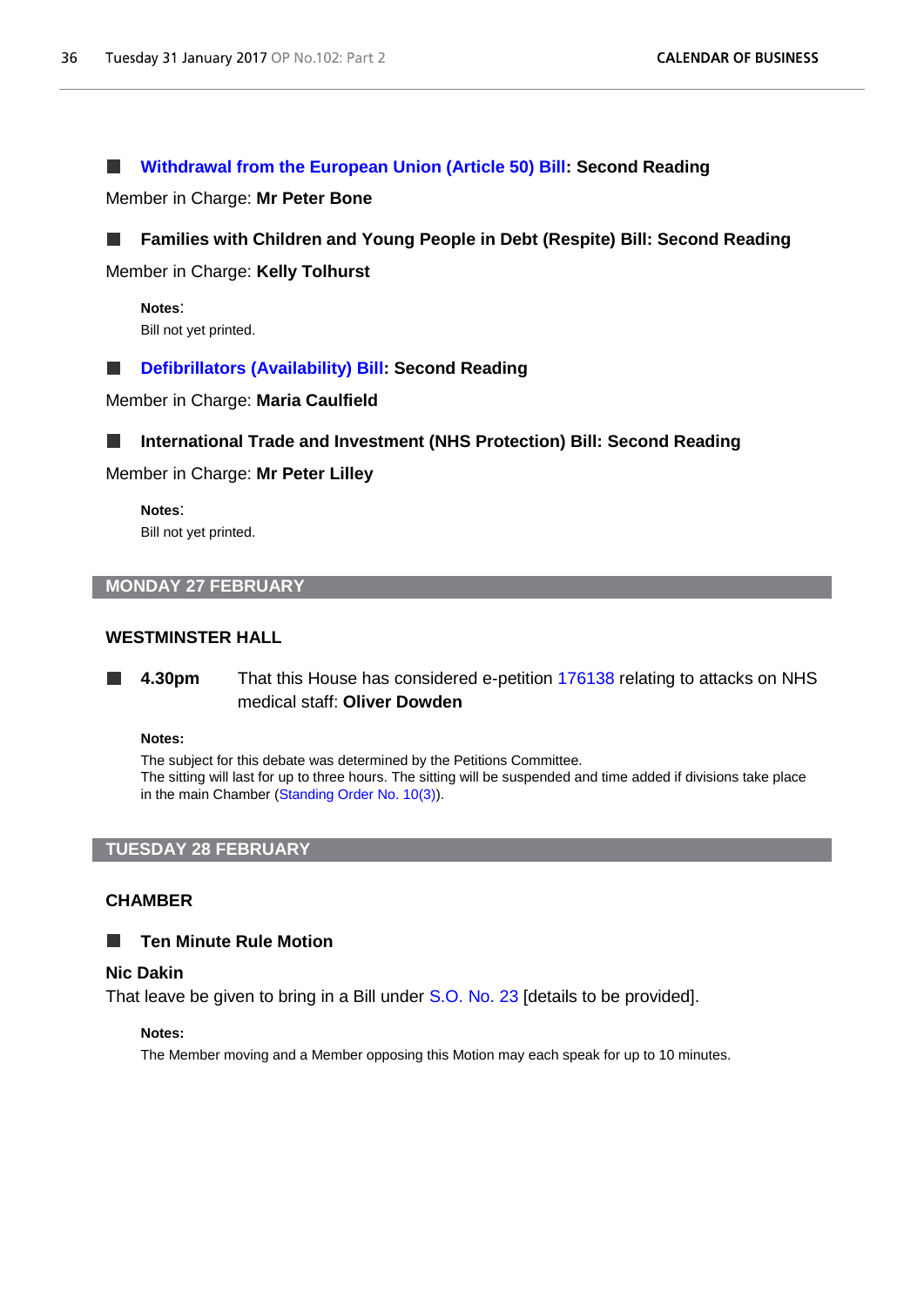■ **Withdrawal from the European Union (Article 50) Bill: Second Reading**

Member in Charge: **Mr Peter Bone**

■ **Families with Children and Young People in Debt (Respite) Bill: Second Reading**

Member in Charge: **Kelly Tolhurst**

**Notes**:
Bill not yet printed.

■ **Defibrillators (Availability) Bill: Second Reading**

Member in Charge: **Maria Caulfield**

■ **International Trade and Investment (NHS Protection) Bill: Second Reading**

Member in Charge: **Mr Peter Lilley**

**Notes**:
Bill not yet printed.

## MONDAY 27 FEBRUARY

### WESTMINSTER HALL

■ **4.30pm** That this House has considered e-petition 176138 relating to attacks on NHS medical staff: **Oliver Dowden**

**Notes:**
The subject for this debate was determined by the Petitions Committee.
The sitting will last for up to three hours. The sitting will be suspended and time added if divisions take place in the main Chamber (Standing Order No. 10(3)).

## TUESDAY 28 FEBRUARY

### CHAMBER

■ **Ten Minute Rule Motion**

**Nic Dakin**
That leave be given to bring in a Bill under S.O. No. 23 [details to be provided].

**Notes:**
The Member moving and a Member opposing this Motion may each speak for up to 10 minutes.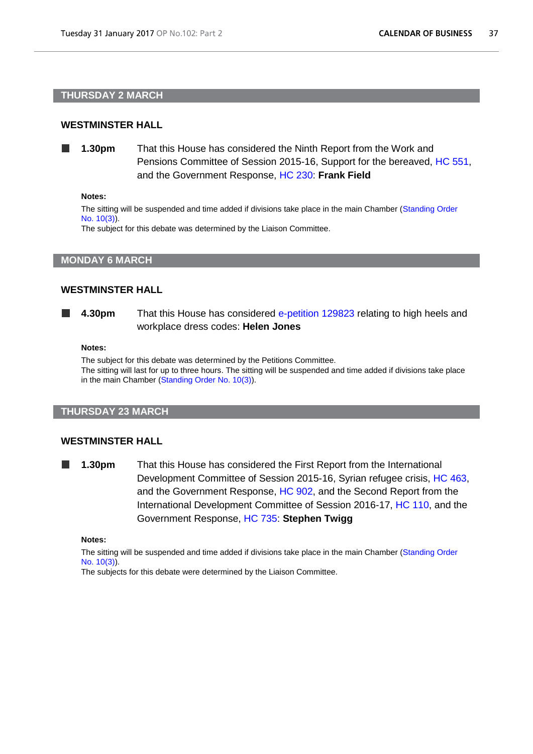## THURSDAY 2 MARCH

### WESTMINSTER HALL

■ **1.30pm** That this House has considered the Ninth Report from the Work and Pensions Committee of Session 2015-16, Support for the bereaved, HC 551, and the Government Response, HC 230: **Frank Field**

**Notes:**

The sitting will be suspended and time added if divisions take place in the main Chamber (Standing Order No. 10(3)).
The subject for this debate was determined by the Liaison Committee.

## MONDAY 6 MARCH

### WESTMINSTER HALL

■ **4.30pm** That this House has considered e-petition 129823 relating to high heels and workplace dress codes: **Helen Jones**

**Notes:**

The subject for this debate was determined by the Petitions Committee.
The sitting will last for up to three hours. The sitting will be suspended and time added if divisions take place in the main Chamber (Standing Order No. 10(3)).

## THURSDAY 23 MARCH

### WESTMINSTER HALL

■ **1.30pm** That this House has considered the First Report from the International Development Committee of Session 2015-16, Syrian refugee crisis, HC 463, and the Government Response, HC 902, and the Second Report from the International Development Committee of Session 2016-17, HC 110, and the Government Response, HC 735: **Stephen Twigg**

**Notes:**

The sitting will be suspended and time added if divisions take place in the main Chamber (Standing Order No. 10(3)).
The subjects for this debate were determined by the Liaison Committee.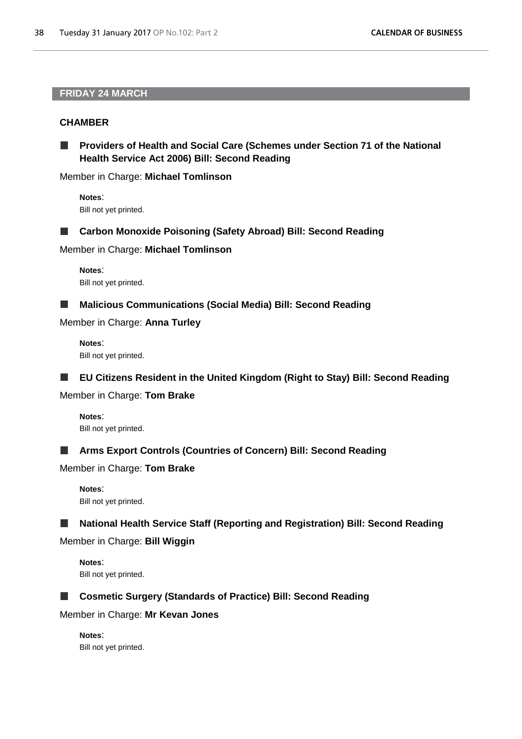## FRIDAY 24 MARCH

### CHAMBER

**Providers of Health and Social Care (Schemes under Section 71 of the National Health Service Act 2006) Bill: Second Reading**

Member in Charge: **Michael Tomlinson**

**Notes**:
Bill not yet printed.

**Carbon Monoxide Poisoning (Safety Abroad) Bill: Second Reading**

Member in Charge: **Michael Tomlinson**

**Notes**:
Bill not yet printed.

**Malicious Communications (Social Media) Bill: Second Reading**

Member in Charge: **Anna Turley**

**Notes**:
Bill not yet printed.

**EU Citizens Resident in the United Kingdom (Right to Stay) Bill: Second Reading**

Member in Charge: **Tom Brake**

**Notes**:
Bill not yet printed.

**Arms Export Controls (Countries of Concern) Bill: Second Reading**

Member in Charge: **Tom Brake**

**Notes**:
Bill not yet printed.

**National Health Service Staff (Reporting and Registration) Bill: Second Reading**

Member in Charge: **Bill Wiggin**

**Notes**:
Bill not yet printed.

**Cosmetic Surgery (Standards of Practice) Bill: Second Reading**

Member in Charge: **Mr Kevan Jones**

**Notes**:
Bill not yet printed.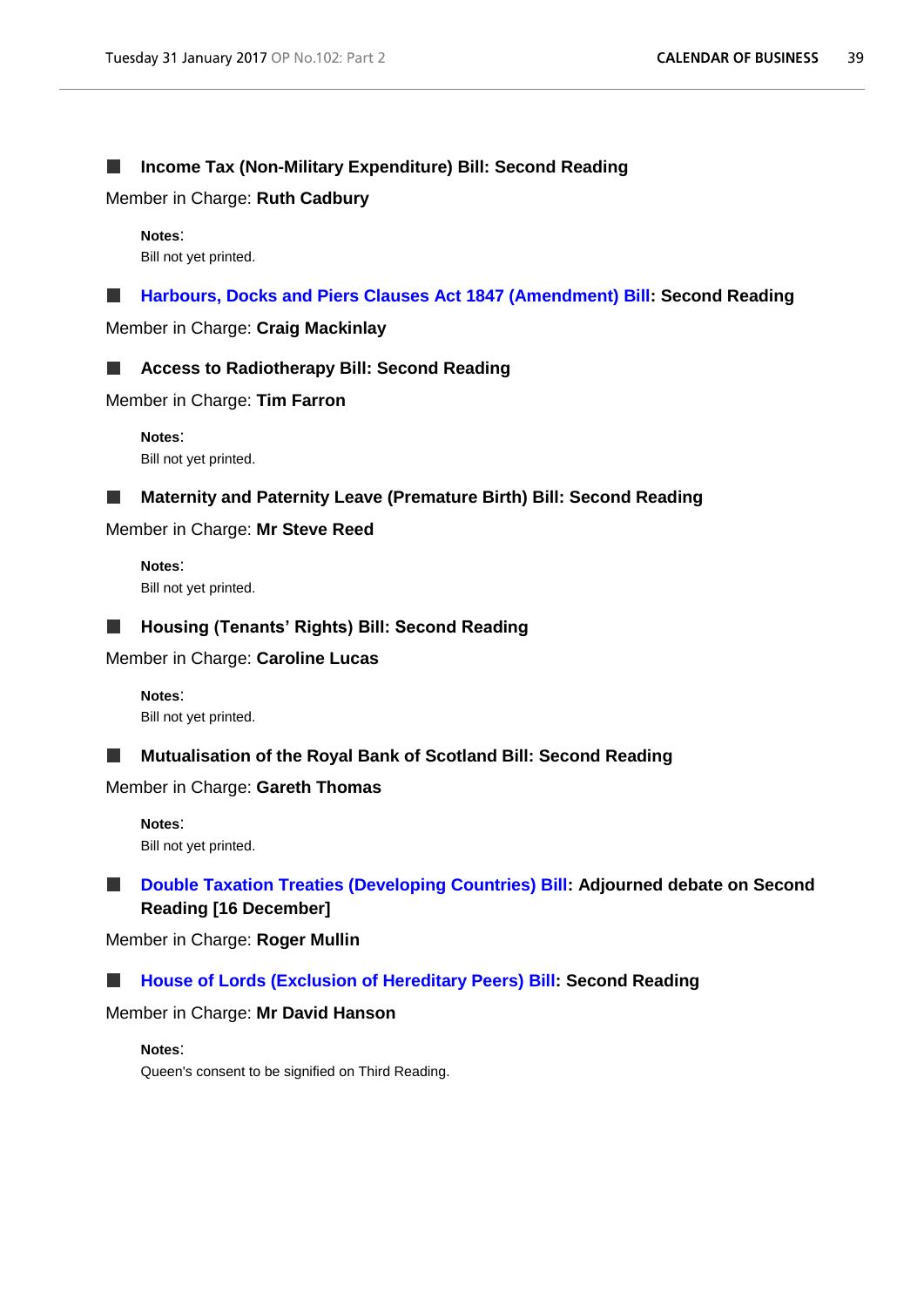■ **Income Tax (Non-Military Expenditure) Bill: Second Reading**

Member in Charge: **Ruth Cadbury**

**Notes**:
Bill not yet printed.

■ **Harbours, Docks and Piers Clauses Act 1847 (Amendment) Bill: Second Reading**

Member in Charge: **Craig Mackinlay**

■ **Access to Radiotherapy Bill: Second Reading**

Member in Charge: **Tim Farron**

**Notes**:
Bill not yet printed.

■ **Maternity and Paternity Leave (Premature Birth) Bill: Second Reading**

Member in Charge: **Mr Steve Reed**

**Notes**:
Bill not yet printed.

■ **Housing (Tenants' Rights) Bill: Second Reading**

Member in Charge: **Caroline Lucas**

**Notes**:
Bill not yet printed.

■ **Mutualisation of the Royal Bank of Scotland Bill: Second Reading**

Member in Charge: **Gareth Thomas**

**Notes**:
Bill not yet printed.

■ **Double Taxation Treaties (Developing Countries) Bill: Adjourned debate on Second Reading [16 December]**

Member in Charge: **Roger Mullin**

■ **House of Lords (Exclusion of Hereditary Peers) Bill: Second Reading**

Member in Charge: **Mr David Hanson**

**Notes**:
Queen's consent to be signified on Third Reading.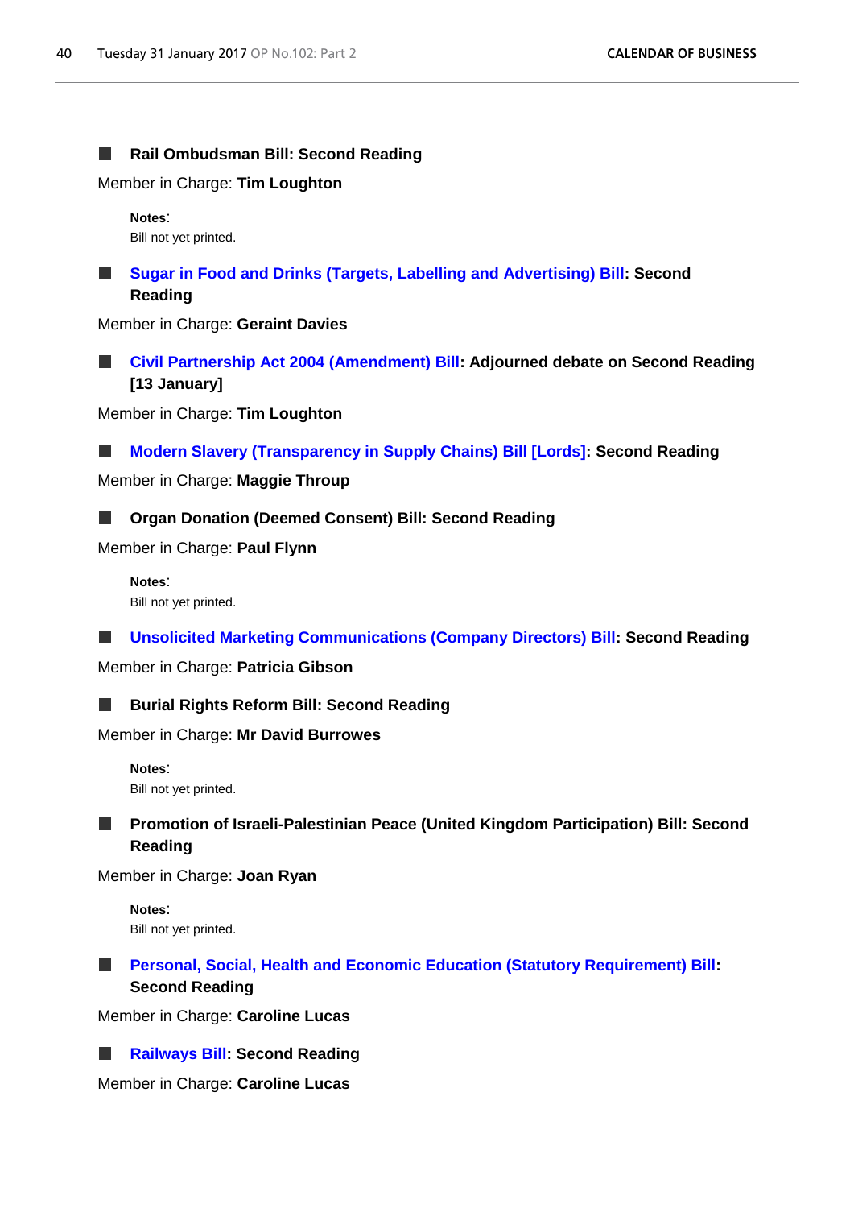■ **Rail Ombudsman Bill: Second Reading**

Member in Charge: **Tim Loughton**

**Notes**:
Bill not yet printed.

■ **Sugar in Food and Drinks (Targets, Labelling and Advertising) Bill: Second Reading**

Member in Charge: **Geraint Davies**

■ **Civil Partnership Act 2004 (Amendment) Bill: Adjourned debate on Second Reading [13 January]**

Member in Charge: **Tim Loughton**

■ **Modern Slavery (Transparency in Supply Chains) Bill [Lords]: Second Reading**

Member in Charge: **Maggie Throup**

■ **Organ Donation (Deemed Consent) Bill: Second Reading**

Member in Charge: **Paul Flynn**

**Notes**:
Bill not yet printed.

■ **Unsolicited Marketing Communications (Company Directors) Bill: Second Reading**

Member in Charge: **Patricia Gibson**

■ **Burial Rights Reform Bill: Second Reading**

Member in Charge: **Mr David Burrowes**

**Notes**:
Bill not yet printed.

■ **Promotion of Israeli-Palestinian Peace (United Kingdom Participation) Bill: Second Reading**

Member in Charge: **Joan Ryan**

**Notes**:
Bill not yet printed.

■ **Personal, Social, Health and Economic Education (Statutory Requirement) Bill: Second Reading**

Member in Charge: **Caroline Lucas**

■ **Railways Bill: Second Reading**

Member in Charge: **Caroline Lucas**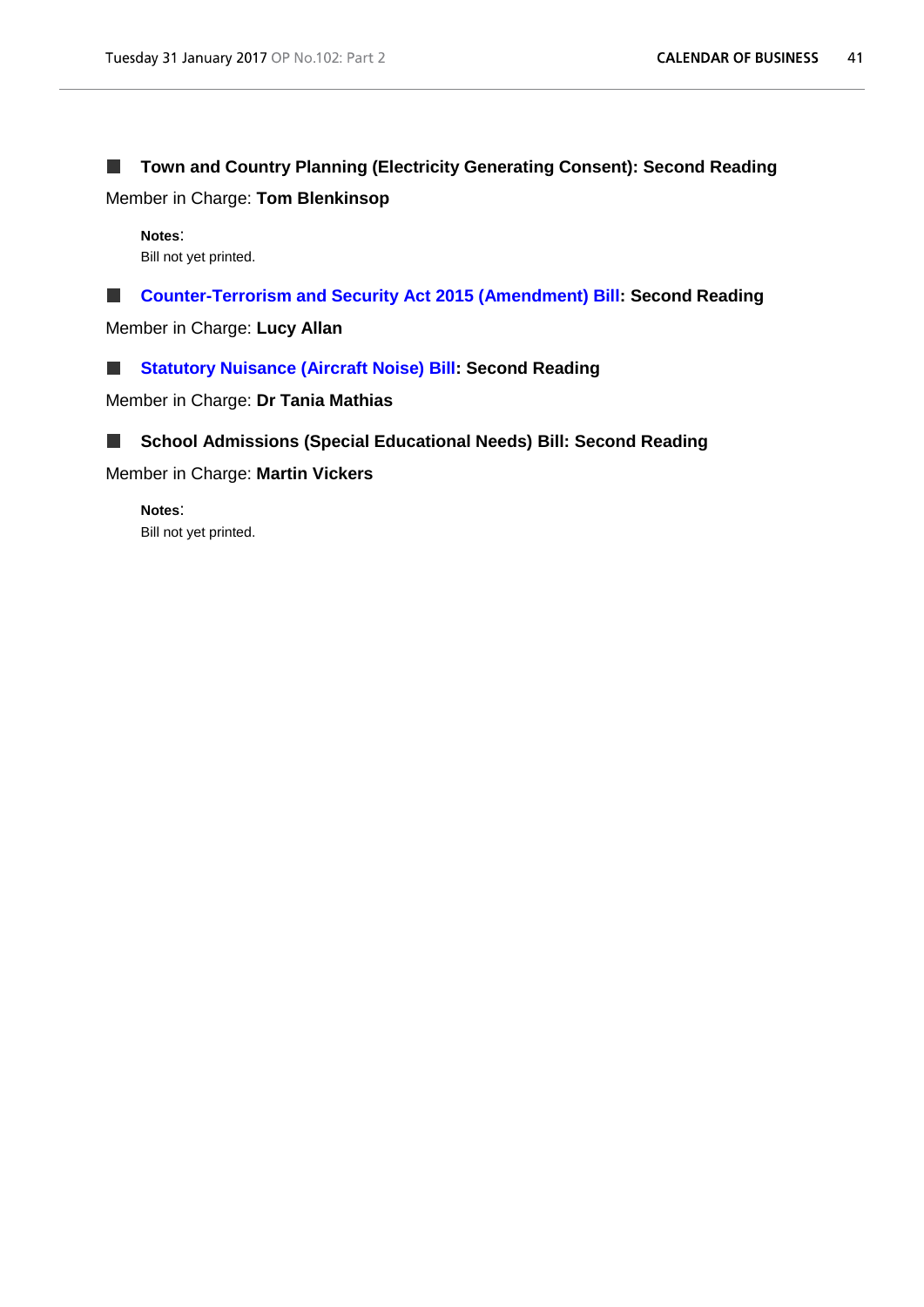■ **Town and Country Planning (Electricity Generating Consent): Second Reading**

Member in Charge: **Tom Blenkinsop**

**Notes**:
Bill not yet printed.

■ **Counter-Terrorism and Security Act 2015 (Amendment) Bill: Second Reading**

Member in Charge: **Lucy Allan**

■ **Statutory Nuisance (Aircraft Noise) Bill: Second Reading**

Member in Charge: **Dr Tania Mathias**

■ **School Admissions (Special Educational Needs) Bill: Second Reading**

Member in Charge: **Martin Vickers**

**Notes**:
Bill not yet printed.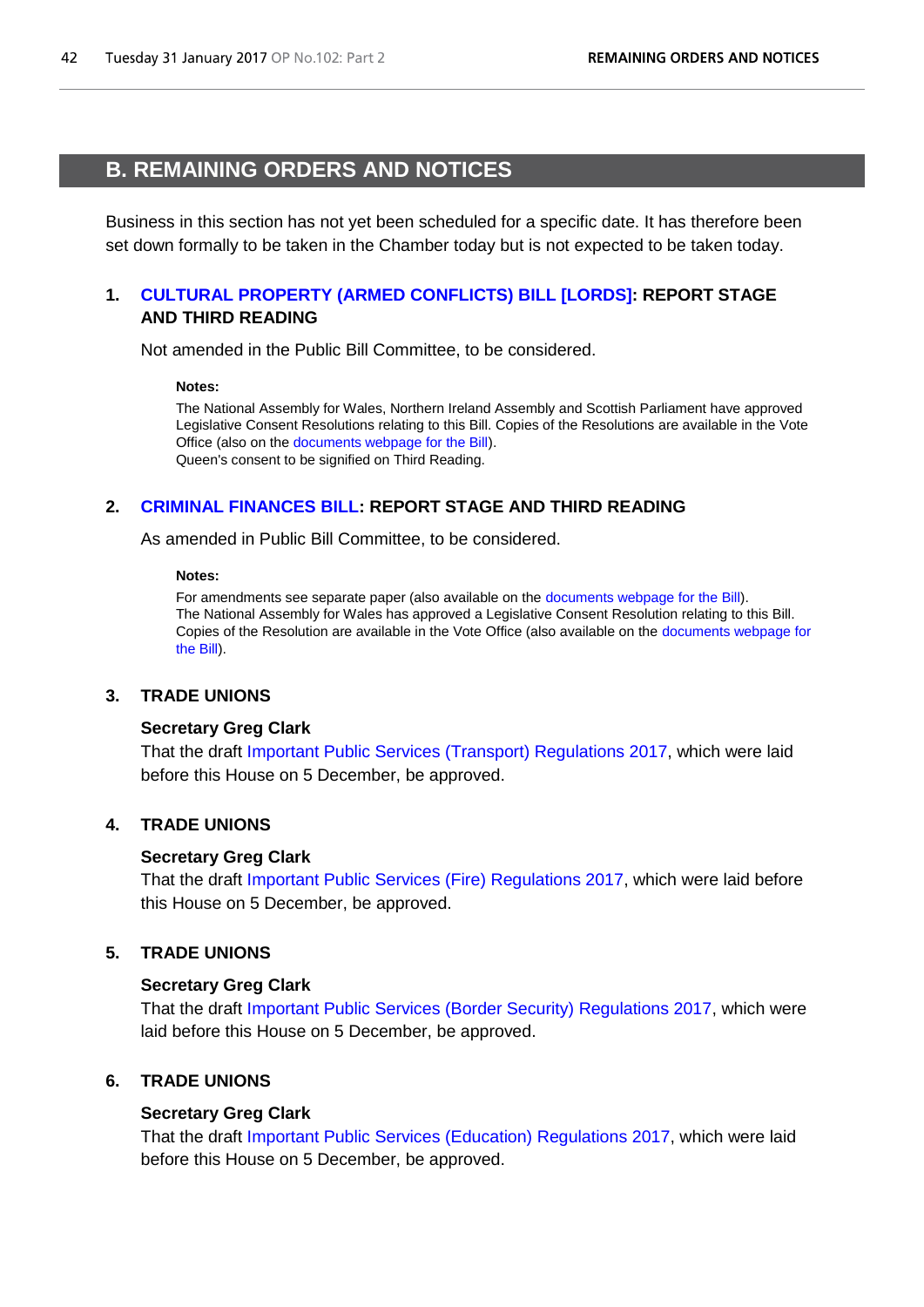## B. REMAINING ORDERS AND NOTICES

Business in this section has not yet been scheduled for a specific date. It has therefore been set down formally to be taken in the Chamber today but is not expected to be taken today.

### 1. CULTURAL PROPERTY (ARMED CONFLICTS) BILL [LORDS]: REPORT STAGE AND THIRD READING

Not amended in the Public Bill Committee, to be considered.

**Notes:**

The National Assembly for Wales, Northern Ireland Assembly and Scottish Parliament have approved Legislative Consent Resolutions relating to this Bill. Copies of the Resolutions are available in the Vote Office (also on the documents webpage for the Bill).
Queen's consent to be signified on Third Reading.

### 2. CRIMINAL FINANCES BILL: REPORT STAGE AND THIRD READING

As amended in Public Bill Committee, to be considered.

**Notes:**

For amendments see separate paper (also available on the documents webpage for the Bill).
The National Assembly for Wales has approved a Legislative Consent Resolution relating to this Bill. Copies of the Resolution are available in the Vote Office (also available on the documents webpage for the Bill).

### 3. TRADE UNIONS

**Secretary Greg Clark**
That the draft Important Public Services (Transport) Regulations 2017, which were laid before this House on 5 December, be approved.

### 4. TRADE UNIONS

**Secretary Greg Clark**
That the draft Important Public Services (Fire) Regulations 2017, which were laid before this House on 5 December, be approved.

### 5. TRADE UNIONS

**Secretary Greg Clark**
That the draft Important Public Services (Border Security) Regulations 2017, which were laid before this House on 5 December, be approved.

### 6. TRADE UNIONS

**Secretary Greg Clark**
That the draft Important Public Services (Education) Regulations 2017, which were laid before this House on 5 December, be approved.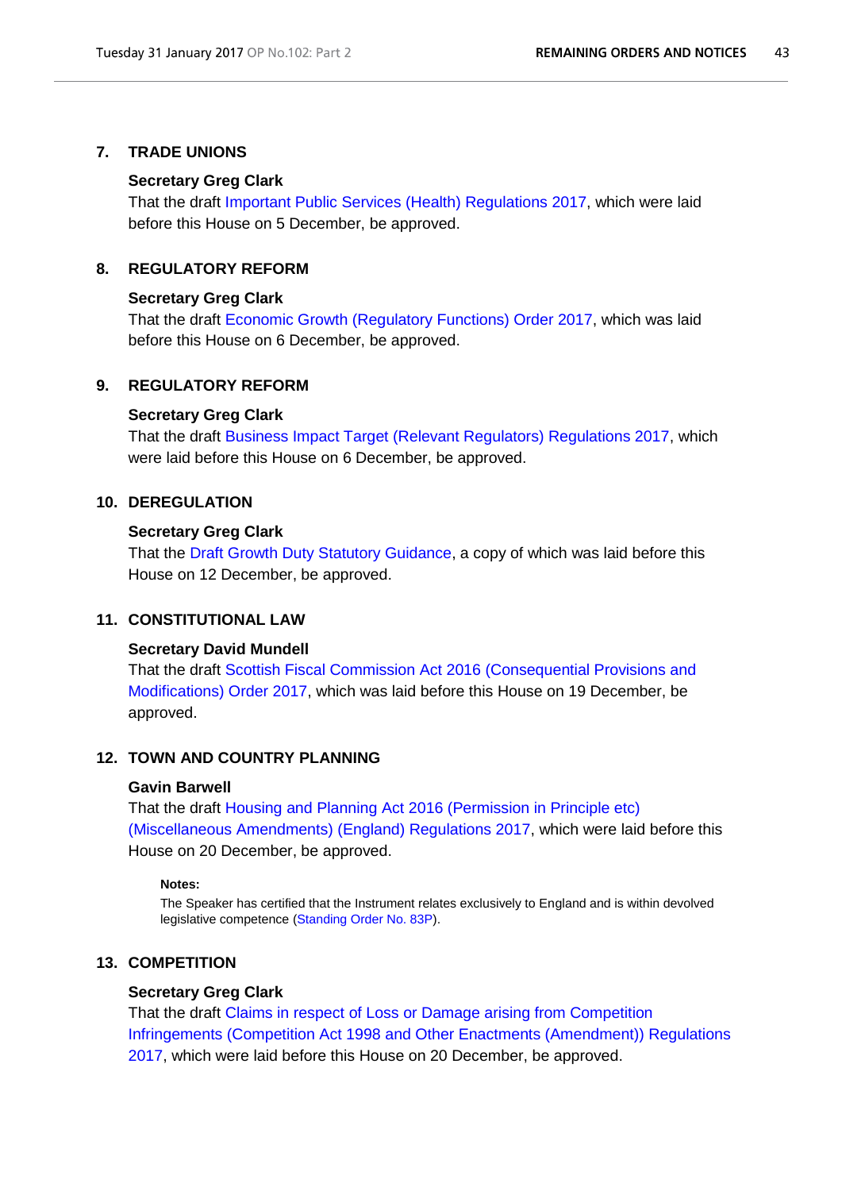## 7. TRADE UNIONS

**Secretary Greg Clark**

That the draft Important Public Services (Health) Regulations 2017, which were laid before this House on 5 December, be approved.

## 8. REGULATORY REFORM

**Secretary Greg Clark**

That the draft Economic Growth (Regulatory Functions) Order 2017, which was laid before this House on 6 December, be approved.

## 9. REGULATORY REFORM

**Secretary Greg Clark**

That the draft Business Impact Target (Relevant Regulators) Regulations 2017, which were laid before this House on 6 December, be approved.

## 10. DEREGULATION

**Secretary Greg Clark**

That the Draft Growth Duty Statutory Guidance, a copy of which was laid before this House on 12 December, be approved.

## 11. CONSTITUTIONAL LAW

**Secretary David Mundell**

That the draft Scottish Fiscal Commission Act 2016 (Consequential Provisions and Modifications) Order 2017, which was laid before this House on 19 December, be approved.

## 12. TOWN AND COUNTRY PLANNING

**Gavin Barwell**

That the draft Housing and Planning Act 2016 (Permission in Principle etc) (Miscellaneous Amendments) (England) Regulations 2017, which were laid before this House on 20 December, be approved.

**Notes:**

The Speaker has certified that the Instrument relates exclusively to England and is within devolved legislative competence (Standing Order No. 83P).

## 13. COMPETITION

**Secretary Greg Clark**

That the draft Claims in respect of Loss or Damage arising from Competition Infringements (Competition Act 1998 and Other Enactments (Amendment)) Regulations 2017, which were laid before this House on 20 December, be approved.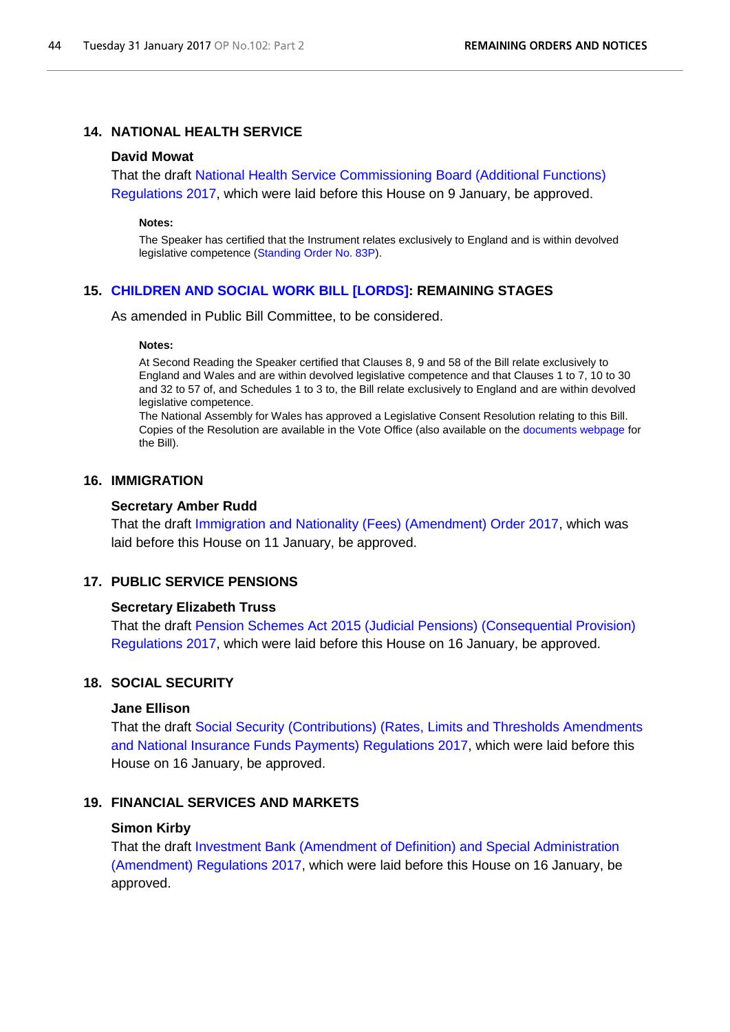## 14. NATIONAL HEALTH SERVICE

**David Mowat**

That the draft National Health Service Commissioning Board (Additional Functions) Regulations 2017, which were laid before this House on 9 January, be approved.

**Notes:**

The Speaker has certified that the Instrument relates exclusively to England and is within devolved legislative competence (Standing Order No. 83P).

## 15. CHILDREN AND SOCIAL WORK BILL [LORDS]: REMAINING STAGES

As amended in Public Bill Committee, to be considered.

**Notes:**

At Second Reading the Speaker certified that Clauses 8, 9 and 58 of the Bill relate exclusively to England and Wales and are within devolved legislative competence and that Clauses 1 to 7, 10 to 30 and 32 to 57 of, and Schedules 1 to 3 to, the Bill relate exclusively to England and are within devolved legislative competence.

The National Assembly for Wales has approved a Legislative Consent Resolution relating to this Bill. Copies of the Resolution are available in the Vote Office (also available on the documents webpage for the Bill).

## 16. IMMIGRATION

**Secretary Amber Rudd**

That the draft Immigration and Nationality (Fees) (Amendment) Order 2017, which was laid before this House on 11 January, be approved.

## 17. PUBLIC SERVICE PENSIONS

**Secretary Elizabeth Truss**

That the draft Pension Schemes Act 2015 (Judicial Pensions) (Consequential Provision) Regulations 2017, which were laid before this House on 16 January, be approved.

## 18. SOCIAL SECURITY

**Jane Ellison**

That the draft Social Security (Contributions) (Rates, Limits and Thresholds Amendments and National Insurance Funds Payments) Regulations 2017, which were laid before this House on 16 January, be approved.

## 19. FINANCIAL SERVICES AND MARKETS

**Simon Kirby**

That the draft Investment Bank (Amendment of Definition) and Special Administration (Amendment) Regulations 2017, which were laid before this House on 16 January, be approved.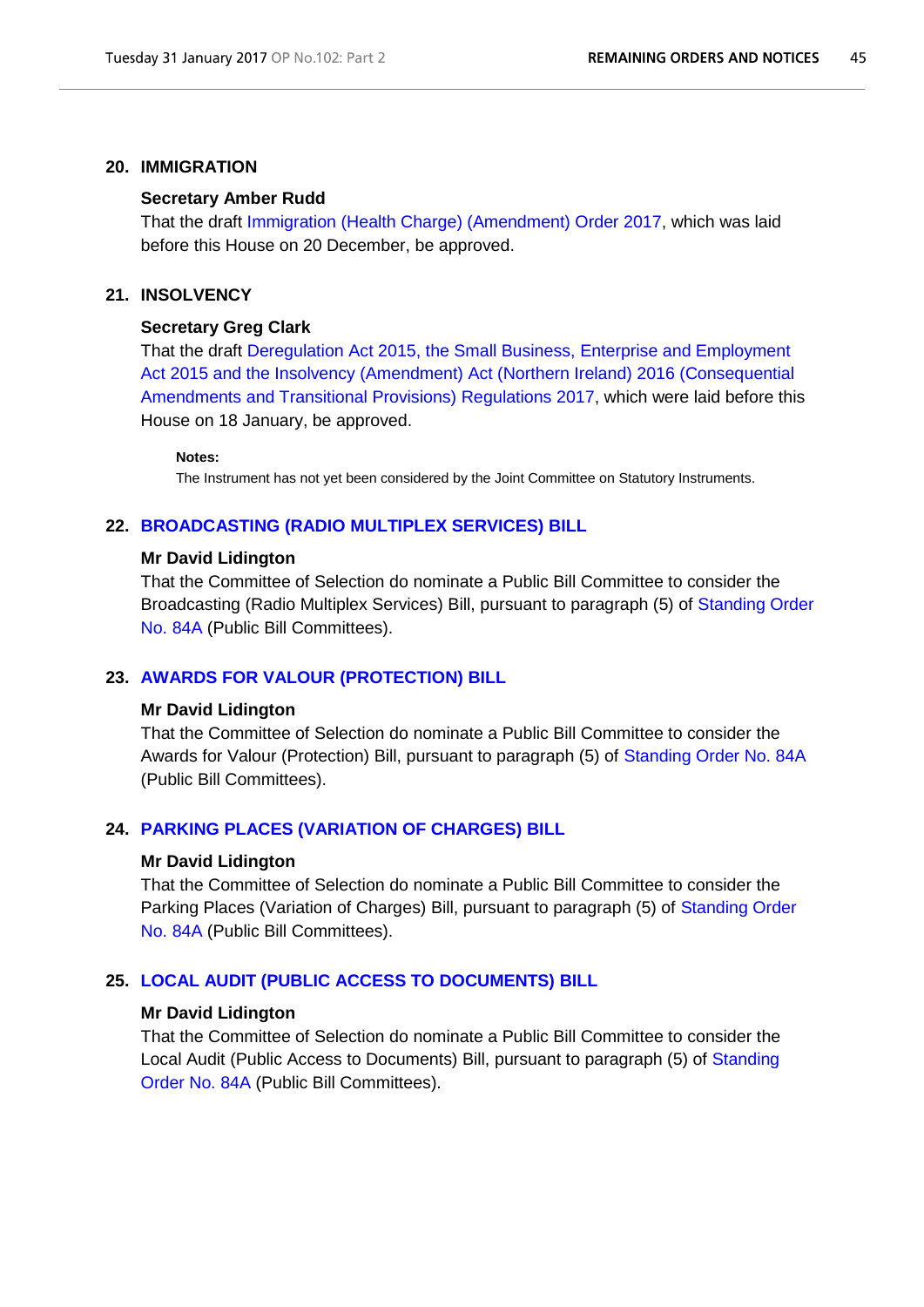## 20. IMMIGRATION

**Secretary Amber Rudd**

That the draft Immigration (Health Charge) (Amendment) Order 2017, which was laid before this House on 20 December, be approved.

## 21. INSOLVENCY

**Secretary Greg Clark**

That the draft Deregulation Act 2015, the Small Business, Enterprise and Employment Act 2015 and the Insolvency (Amendment) Act (Northern Ireland) 2016 (Consequential Amendments and Transitional Provisions) Regulations 2017, which were laid before this House on 18 January, be approved.

**Notes:**

The Instrument has not yet been considered by the Joint Committee on Statutory Instruments.

## 22. BROADCASTING (RADIO MULTIPLEX SERVICES) BILL

**Mr David Lidington**

That the Committee of Selection do nominate a Public Bill Committee to consider the Broadcasting (Radio Multiplex Services) Bill, pursuant to paragraph (5) of Standing Order No. 84A (Public Bill Committees).

## 23. AWARDS FOR VALOUR (PROTECTION) BILL

**Mr David Lidington**

That the Committee of Selection do nominate a Public Bill Committee to consider the Awards for Valour (Protection) Bill, pursuant to paragraph (5) of Standing Order No. 84A (Public Bill Committees).

## 24. PARKING PLACES (VARIATION OF CHARGES) BILL

**Mr David Lidington**

That the Committee of Selection do nominate a Public Bill Committee to consider the Parking Places (Variation of Charges) Bill, pursuant to paragraph (5) of Standing Order No. 84A (Public Bill Committees).

## 25. LOCAL AUDIT (PUBLIC ACCESS TO DOCUMENTS) BILL

**Mr David Lidington**

That the Committee of Selection do nominate a Public Bill Committee to consider the Local Audit (Public Access to Documents) Bill, pursuant to paragraph (5) of Standing Order No. 84A (Public Bill Committees).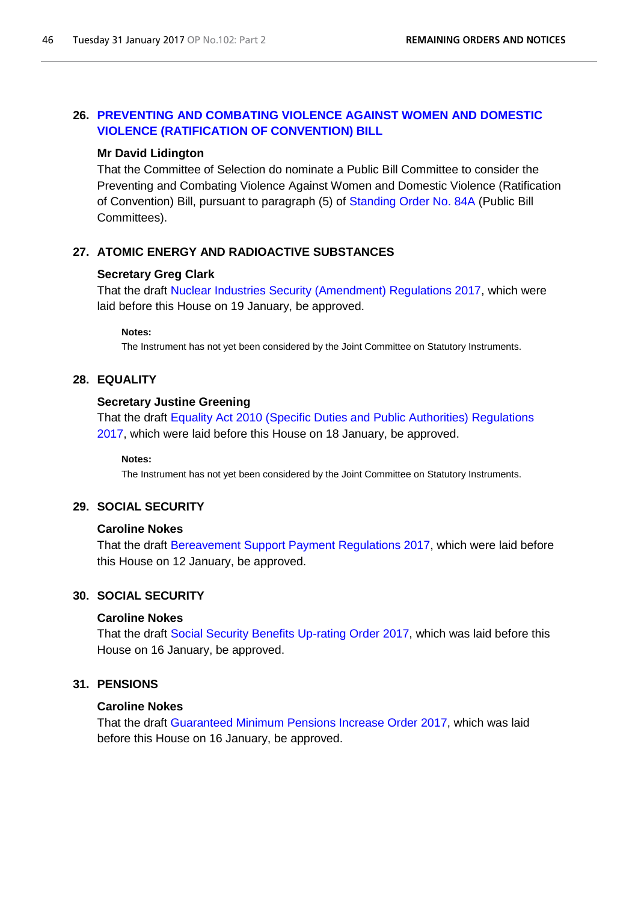## 26. PREVENTING AND COMBATING VIOLENCE AGAINST WOMEN AND DOMESTIC VIOLENCE (RATIFICATION OF CONVENTION) BILL

**Mr David Lidington**

That the Committee of Selection do nominate a Public Bill Committee to consider the Preventing and Combating Violence Against Women and Domestic Violence (Ratification of Convention) Bill, pursuant to paragraph (5) of Standing Order No. 84A (Public Bill Committees).

## 27. ATOMIC ENERGY AND RADIOACTIVE SUBSTANCES

**Secretary Greg Clark**

That the draft Nuclear Industries Security (Amendment) Regulations 2017, which were laid before this House on 19 January, be approved.

**Notes:**

The Instrument has not yet been considered by the Joint Committee on Statutory Instruments.

## 28. EQUALITY

**Secretary Justine Greening**

That the draft Equality Act 2010 (Specific Duties and Public Authorities) Regulations 2017, which were laid before this House on 18 January, be approved.

**Notes:**

The Instrument has not yet been considered by the Joint Committee on Statutory Instruments.

## 29. SOCIAL SECURITY

**Caroline Nokes**

That the draft Bereavement Support Payment Regulations 2017, which were laid before this House on 12 January, be approved.

## 30. SOCIAL SECURITY

**Caroline Nokes**

That the draft Social Security Benefits Up-rating Order 2017, which was laid before this House on 16 January, be approved.

## 31. PENSIONS

**Caroline Nokes**

That the draft Guaranteed Minimum Pensions Increase Order 2017, which was laid before this House on 16 January, be approved.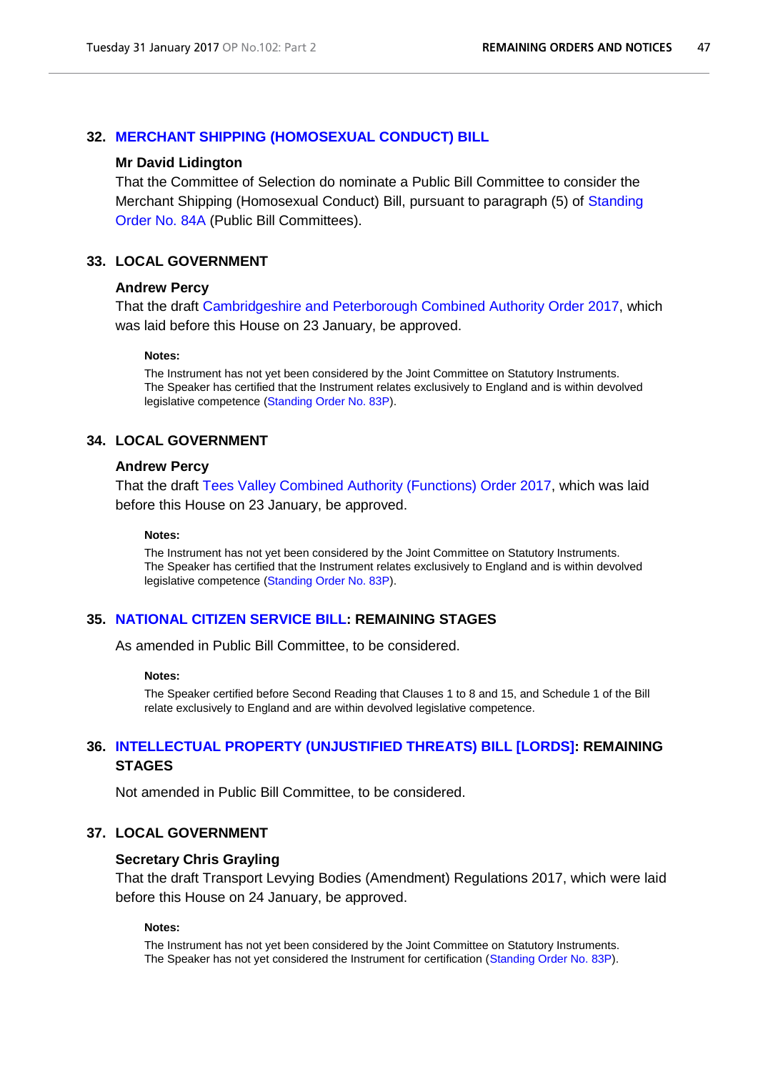### 32. MERCHANT SHIPPING (HOMOSEXUAL CONDUCT) BILL

**Mr David Lidington**

That the Committee of Selection do nominate a Public Bill Committee to consider the Merchant Shipping (Homosexual Conduct) Bill, pursuant to paragraph (5) of Standing Order No. 84A (Public Bill Committees).

### 33. LOCAL GOVERNMENT

**Andrew Percy**

That the draft Cambridgeshire and Peterborough Combined Authority Order 2017, which was laid before this House on 23 January, be approved.

**Notes:**

The Instrument has not yet been considered by the Joint Committee on Statutory Instruments.
The Speaker has certified that the Instrument relates exclusively to England and is within devolved legislative competence (Standing Order No. 83P).

### 34. LOCAL GOVERNMENT

**Andrew Percy**

That the draft Tees Valley Combined Authority (Functions) Order 2017, which was laid before this House on 23 January, be approved.

**Notes:**

The Instrument has not yet been considered by the Joint Committee on Statutory Instruments.
The Speaker has certified that the Instrument relates exclusively to England and is within devolved legislative competence (Standing Order No. 83P).

### 35. NATIONAL CITIZEN SERVICE BILL: REMAINING STAGES

As amended in Public Bill Committee, to be considered.

**Notes:**

The Speaker certified before Second Reading that Clauses 1 to 8 and 15, and Schedule 1 of the Bill relate exclusively to England and are within devolved legislative competence.

### 36. INTELLECTUAL PROPERTY (UNJUSTIFIED THREATS) BILL [LORDS]: REMAINING STAGES

Not amended in Public Bill Committee, to be considered.

### 37. LOCAL GOVERNMENT

**Secretary Chris Grayling**

That the draft Transport Levying Bodies (Amendment) Regulations 2017, which were laid before this House on 24 January, be approved.

**Notes:**

The Instrument has not yet been considered by the Joint Committee on Statutory Instruments.
The Speaker has not yet considered the Instrument for certification (Standing Order No. 83P).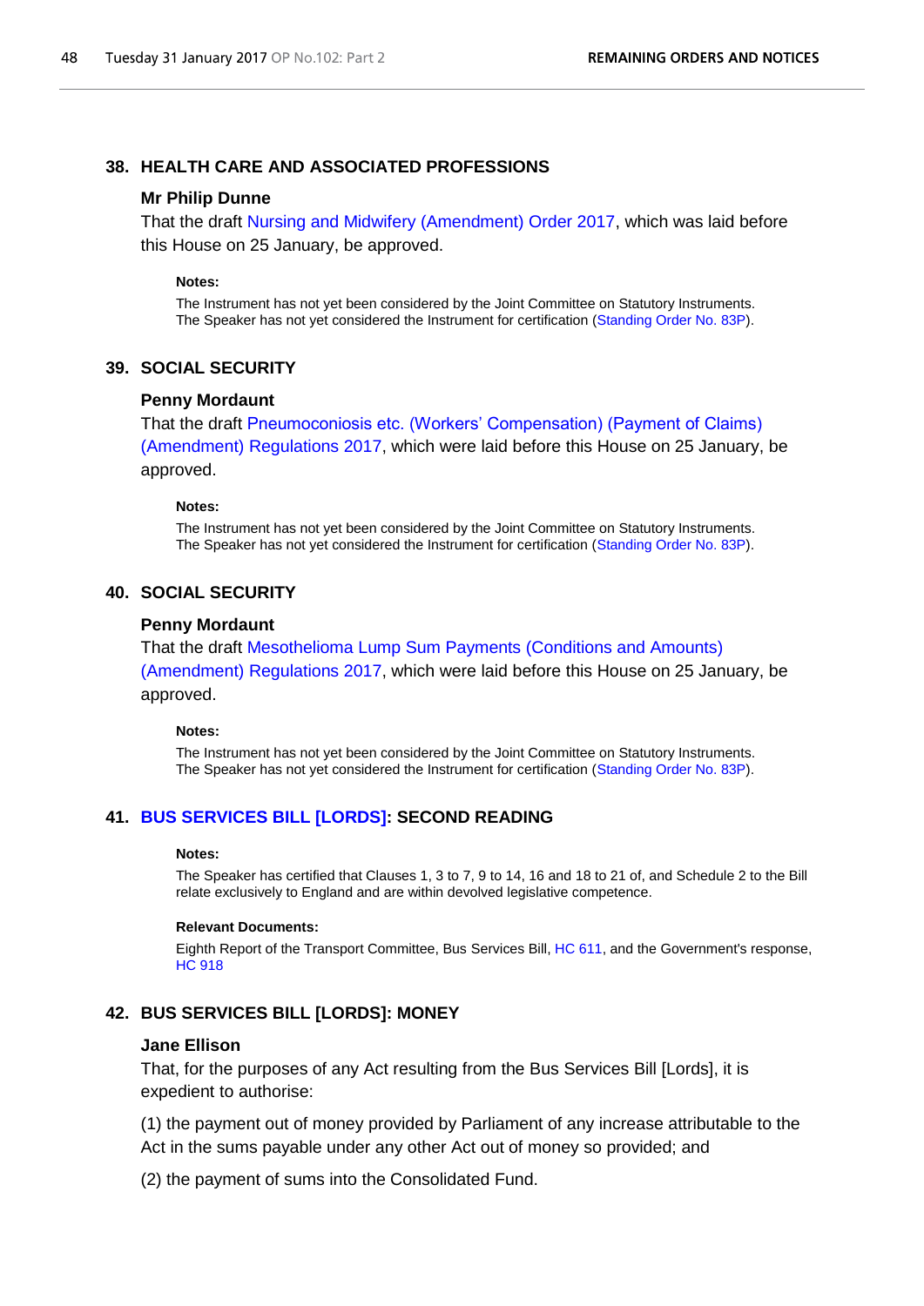### 38. HEALTH CARE AND ASSOCIATED PROFESSIONS

**Mr Philip Dunne**

That the draft Nursing and Midwifery (Amendment) Order 2017, which was laid before this House on 25 January, be approved.

**Notes:**

The Instrument has not yet been considered by the Joint Committee on Statutory Instruments.
The Speaker has not yet considered the Instrument for certification (Standing Order No. 83P).

### 39. SOCIAL SECURITY

**Penny Mordaunt**

That the draft Pneumoconiosis etc. (Workers' Compensation) (Payment of Claims) (Amendment) Regulations 2017, which were laid before this House on 25 January, be approved.

**Notes:**

The Instrument has not yet been considered by the Joint Committee on Statutory Instruments.
The Speaker has not yet considered the Instrument for certification (Standing Order No. 83P).

### 40. SOCIAL SECURITY

**Penny Mordaunt**

That the draft Mesothelioma Lump Sum Payments (Conditions and Amounts) (Amendment) Regulations 2017, which were laid before this House on 25 January, be approved.

**Notes:**

The Instrument has not yet been considered by the Joint Committee on Statutory Instruments.
The Speaker has not yet considered the Instrument for certification (Standing Order No. 83P).

### 41. BUS SERVICES BILL [LORDS]: SECOND READING

**Notes:**

The Speaker has certified that Clauses 1, 3 to 7, 9 to 14, 16 and 18 to 21 of, and Schedule 2 to the Bill relate exclusively to England and are within devolved legislative competence.

**Relevant Documents:**

Eighth Report of the Transport Committee, Bus Services Bill, HC 611, and the Government's response, HC 918

### 42. BUS SERVICES BILL [LORDS]: MONEY

**Jane Ellison**

That, for the purposes of any Act resulting from the Bus Services Bill [Lords], it is expedient to authorise:

(1) the payment out of money provided by Parliament of any increase attributable to the Act in the sums payable under any other Act out of money so provided; and

(2) the payment of sums into the Consolidated Fund.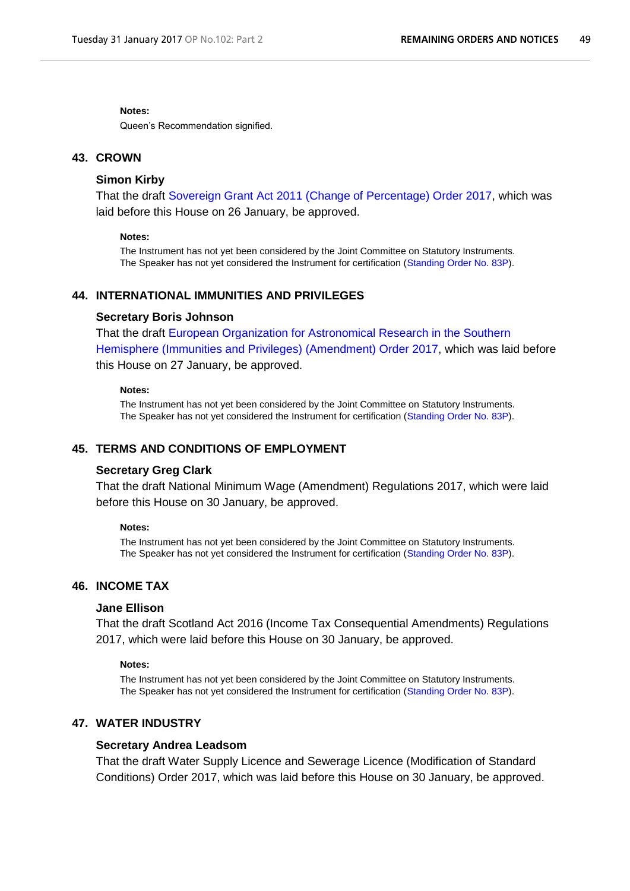**Notes:**

Queen's Recommendation signified.

## 43. CROWN

**Simon Kirby**

That the draft Sovereign Grant Act 2011 (Change of Percentage) Order 2017, which was laid before this House on 26 January, be approved.

**Notes:**

The Instrument has not yet been considered by the Joint Committee on Statutory Instruments. The Speaker has not yet considered the Instrument for certification (Standing Order No. 83P).

## 44. INTERNATIONAL IMMUNITIES AND PRIVILEGES

**Secretary Boris Johnson**

That the draft European Organization for Astronomical Research in the Southern Hemisphere (Immunities and Privileges) (Amendment) Order 2017, which was laid before this House on 27 January, be approved.

**Notes:**

The Instrument has not yet been considered by the Joint Committee on Statutory Instruments. The Speaker has not yet considered the Instrument for certification (Standing Order No. 83P).

## 45. TERMS AND CONDITIONS OF EMPLOYMENT

**Secretary Greg Clark**

That the draft National Minimum Wage (Amendment) Regulations 2017, which were laid before this House on 30 January, be approved.

**Notes:**

The Instrument has not yet been considered by the Joint Committee on Statutory Instruments. The Speaker has not yet considered the Instrument for certification (Standing Order No. 83P).

## 46. INCOME TAX

**Jane Ellison**

That the draft Scotland Act 2016 (Income Tax Consequential Amendments) Regulations 2017, which were laid before this House on 30 January, be approved.

**Notes:**

The Instrument has not yet been considered by the Joint Committee on Statutory Instruments. The Speaker has not yet considered the Instrument for certification (Standing Order No. 83P).

## 47. WATER INDUSTRY

**Secretary Andrea Leadsom**

That the draft Water Supply Licence and Sewerage Licence (Modification of Standard Conditions) Order 2017, which was laid before this House on 30 January, be approved.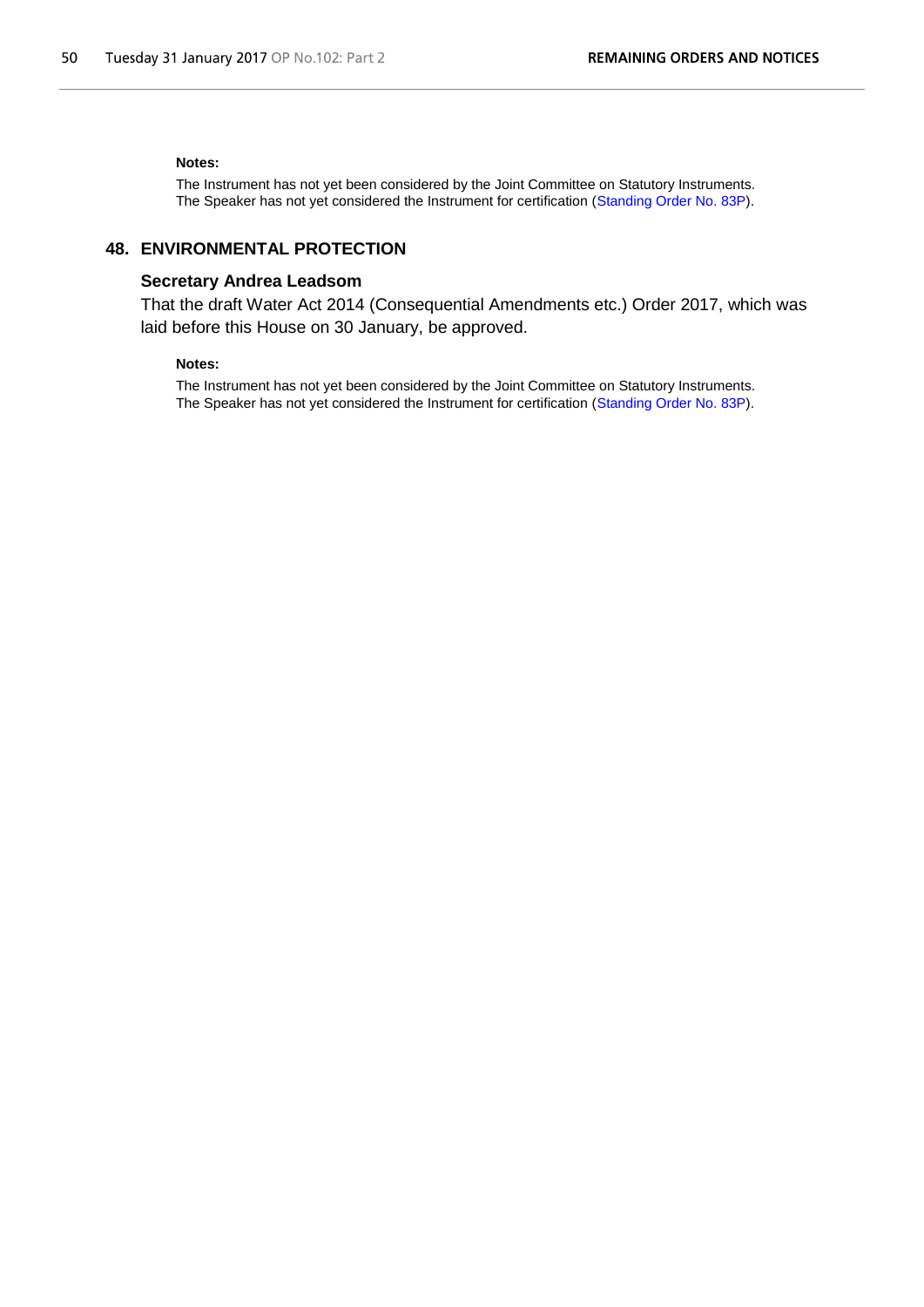**Notes:**

The Instrument has not yet been considered by the Joint Committee on Statutory Instruments.
The Speaker has not yet considered the Instrument for certification (Standing Order No. 83P).

## 48. ENVIRONMENTAL PROTECTION

### Secretary Andrea Leadsom

That the draft Water Act 2014 (Consequential Amendments etc.) Order 2017, which was laid before this House on 30 January, be approved.

**Notes:**

The Instrument has not yet been considered by the Joint Committee on Statutory Instruments.
The Speaker has not yet considered the Instrument for certification (Standing Order No. 83P).